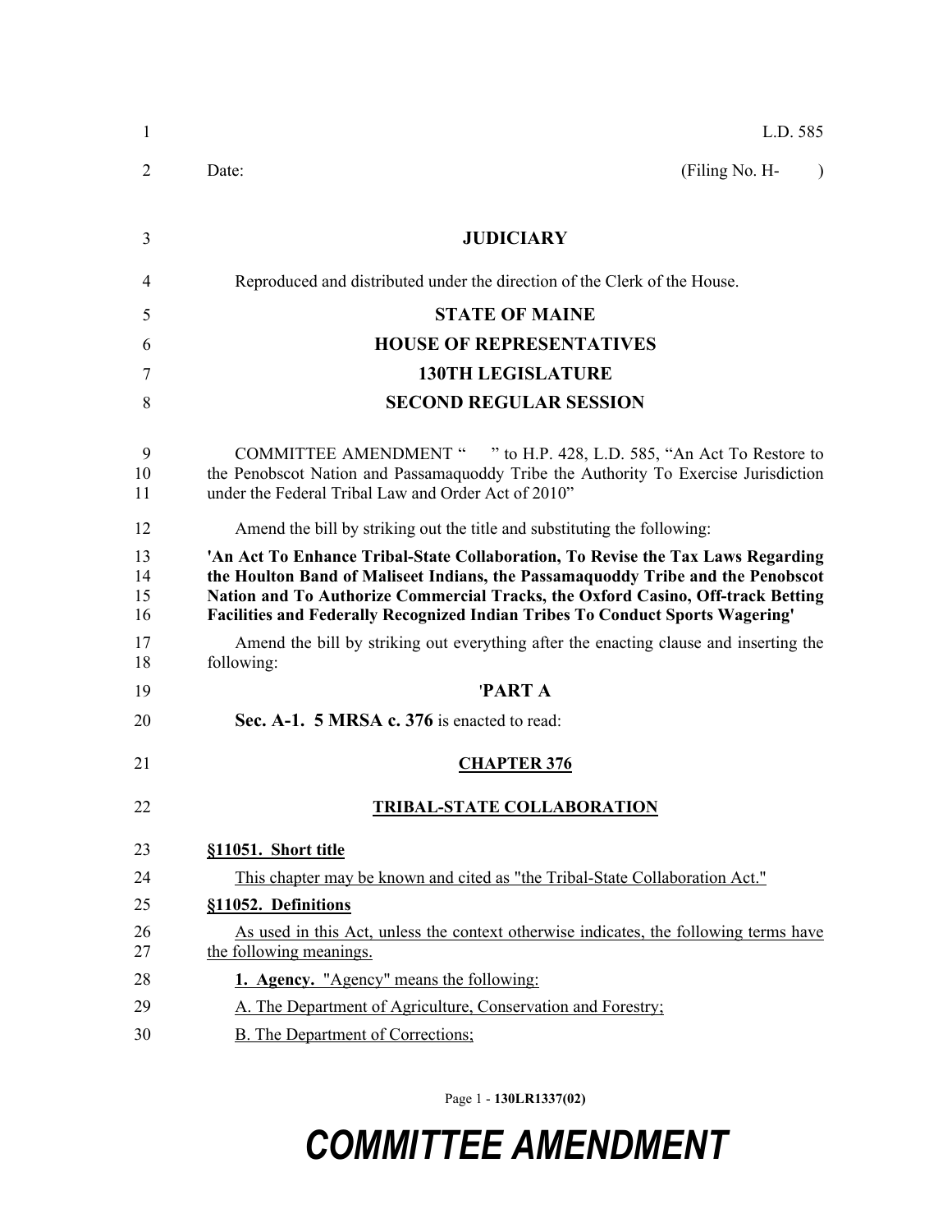L.D. 585

Date: (Filing No. H- )

**JUDICIARY**

Reproduced and distributed under the direction of the Clerk of the House.

**STATE OF MAINE**

**HOUSE OF REPRESENTATIVES**

**130TH LEGISLATURE**

**SECOND REGULAR SESSION**

COMMITTEE AMENDMENT " " to H.P. 428, L.D. 585, "An Act To Restore to the Penobscot Nation and Passamaquoddy Tribe the Authority To Exercise Jurisdiction under the Federal Tribal Law and Order Act of 2010"

Amend the bill by striking out the title and substituting the following:

**'An Act To Enhance Tribal-State Collaboration, To Revise the Tax Laws Regarding the Houlton Band of Maliseet Indians, the Passamaquoddy Tribe and the Penobscot Nation and To Authorize Commercial Tracks, the Oxford Casino, Off-track Betting Facilities and Federally Recognized Indian Tribes To Conduct Sports Wagering'**

Amend the bill by striking out everything after the enacting clause and inserting the following:

**'PART A**

**Sec. A-1. 5 MRSA c. 376** is enacted to read:

**CHAPTER 376**

**TRIBAL-STATE COLLABORATION**

**§11051. Short title**

This chapter may be known and cited as "the Tribal-State Collaboration Act."

**§11052. Definitions**

As used in this Act, unless the context otherwise indicates, the following terms have the following meanings.

**1. Agency.** "Agency" means the following:

A. The Department of Agriculture, Conservation and Forestry;

B. The Department of Corrections;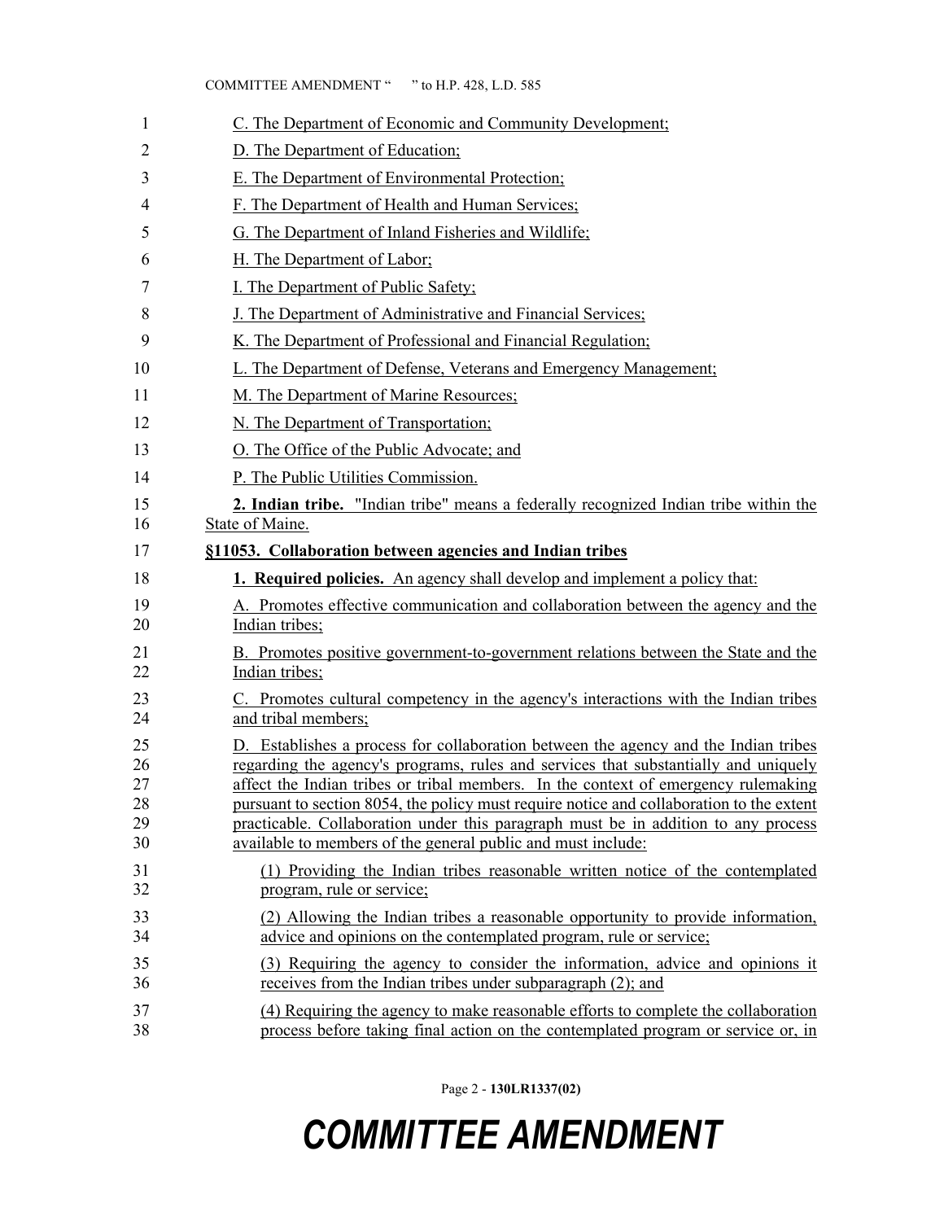C. The Department of Economic and Community Development;

D. The Department of Education;

E. The Department of Environmental Protection;

F. The Department of Health and Human Services;

G. The Department of Inland Fisheries and Wildlife;

H. The Department of Labor;

I. The Department of Public Safety;

J. The Department of Administrative and Financial Services;

K. The Department of Professional and Financial Regulation;

L. The Department of Defense, Veterans and Emergency Management;

M. The Department of Marine Resources;

N. The Department of Transportation;

O. The Office of the Public Advocate; and

P. The Public Utilities Commission.

**2. Indian tribe.** "Indian tribe" means a federally recognized Indian tribe within the State of Maine.

**§11053. Collaboration between agencies and Indian tribes**

**1. Required policies.** An agency shall develop and implement a policy that:

A. Promotes effective communication and collaboration between the agency and the Indian tribes;

B. Promotes positive government-to-government relations between the State and the Indian tribes;

C. Promotes cultural competency in the agency's interactions with the Indian tribes and tribal members;

D. Establishes a process for collaboration between the agency and the Indian tribes regarding the agency's programs, rules and services that substantially and uniquely affect the Indian tribes or tribal members. In the context of emergency rulemaking pursuant to section 8054, the policy must require notice and collaboration to the extent practicable. Collaboration under this paragraph must be in addition to any process available to members of the general public and must include:

(1) Providing the Indian tribes reasonable written notice of the contemplated program, rule or service;

(2) Allowing the Indian tribes a reasonable opportunity to provide information, advice and opinions on the contemplated program, rule or service;

(3) Requiring the agency to consider the information, advice and opinions it receives from the Indian tribes under subparagraph (2); and

(4) Requiring the agency to make reasonable efforts to complete the collaboration process before taking final action on the contemplated program or service or, in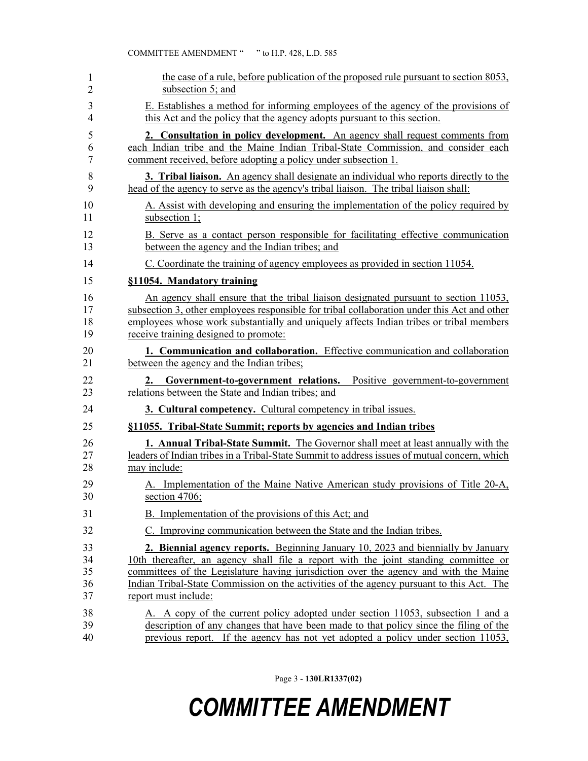the case of a rule, before publication of the proposed rule pursuant to section 8053, subsection 5; and

E. Establishes a method for informing employees of the agency of the provisions of this Act and the policy that the agency adopts pursuant to this section.

**2. Consultation in policy development.** An agency shall request comments from each Indian tribe and the Maine Indian Tribal-State Commission, and consider each comment received, before adopting a policy under subsection 1.

**3. Tribal liaison.** An agency shall designate an individual who reports directly to the head of the agency to serve as the agency's tribal liaison. The tribal liaison shall:

A. Assist with developing and ensuring the implementation of the policy required by subsection 1;

B. Serve as a contact person responsible for facilitating effective communication between the agency and the Indian tribes; and

C. Coordinate the training of agency employees as provided in section 11054.

**§11054. Mandatory training**

An agency shall ensure that the tribal liaison designated pursuant to section 11053, subsection 3, other employees responsible for tribal collaboration under this Act and other employees whose work substantially and uniquely affects Indian tribes or tribal members receive training designed to promote:

**1. Communication and collaboration.** Effective communication and collaboration between the agency and the Indian tribes;

**2. Government-to-government relations.** Positive government-to-government relations between the State and Indian tribes; and

**3. Cultural competency.** Cultural competency in tribal issues.

**§11055. Tribal-State Summit; reports by agencies and Indian tribes**

**1. Annual Tribal-State Summit.** The Governor shall meet at least annually with the leaders of Indian tribes in a Tribal-State Summit to address issues of mutual concern, which may include:

A. Implementation of the Maine Native American study provisions of Title 20-A, section 4706;

B. Implementation of the provisions of this Act; and

C. Improving communication between the State and the Indian tribes.

**2. Biennial agency reports.** Beginning January 10, 2023 and biennially by January 10th thereafter, an agency shall file a report with the joint standing committee or committees of the Legislature having jurisdiction over the agency and with the Maine Indian Tribal-State Commission on the activities of the agency pursuant to this Act. The report must include:

A. A copy of the current policy adopted under section 11053, subsection 1 and a description of any changes that have been made to that policy since the filing of the previous report. If the agency has not yet adopted a policy under section 11053,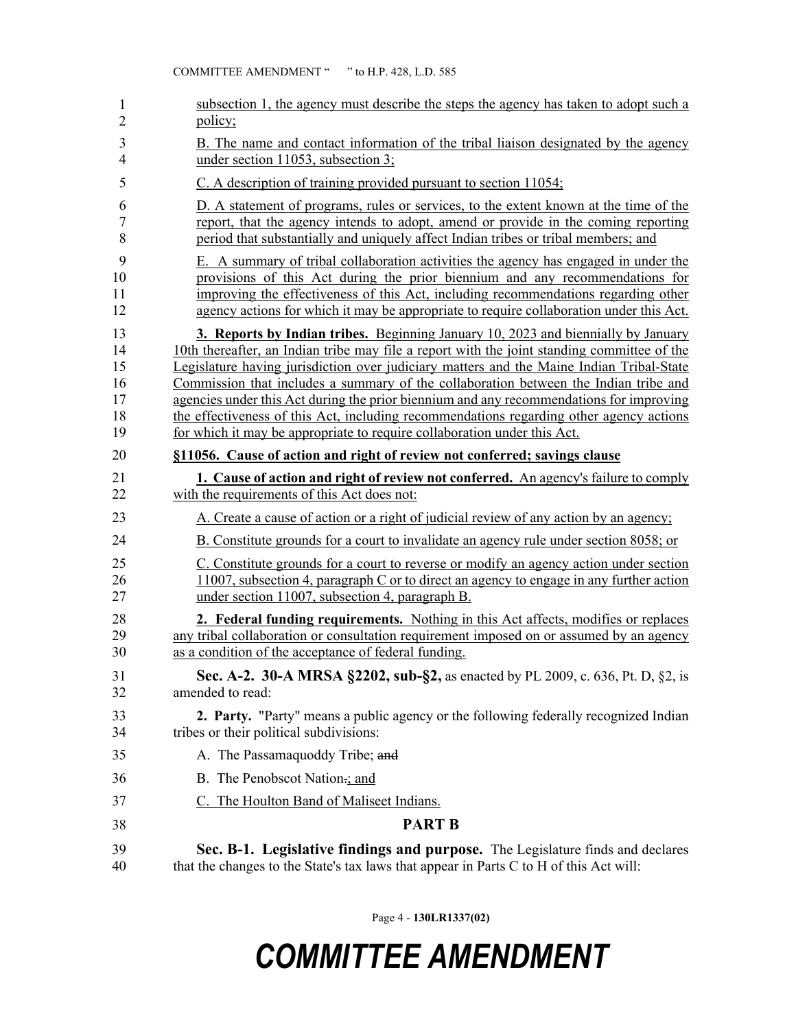subsection 1, the agency must describe the steps the agency has taken to adopt such a policy;

B. The name and contact information of the tribal liaison designated by the agency under section 11053, subsection 3;

C. A description of training provided pursuant to section 11054;

D. A statement of programs, rules or services, to the extent known at the time of the report, that the agency intends to adopt, amend or provide in the coming reporting period that substantially and uniquely affect Indian tribes or tribal members; and

E. A summary of tribal collaboration activities the agency has engaged in under the provisions of this Act during the prior biennium and any recommendations for improving the effectiveness of this Act, including recommendations regarding other agency actions for which it may be appropriate to require collaboration under this Act.

**3. Reports by Indian tribes.** Beginning January 10, 2023 and biennially by January 10th thereafter, an Indian tribe may file a report with the joint standing committee of the Legislature having jurisdiction over judiciary matters and the Maine Indian Tribal-State Commission that includes a summary of the collaboration between the Indian tribe and agencies under this Act during the prior biennium and any recommendations for improving the effectiveness of this Act, including recommendations regarding other agency actions for which it may be appropriate to require collaboration under this Act.

**§11056. Cause of action and right of review not conferred; savings clause**

**1. Cause of action and right of review not conferred.** An agency's failure to comply with the requirements of this Act does not:

A. Create a cause of action or a right of judicial review of any action by an agency;

B. Constitute grounds for a court to invalidate an agency rule under section 8058; or

C. Constitute grounds for a court to reverse or modify an agency action under section 11007, subsection 4, paragraph C or to direct an agency to engage in any further action under section 11007, subsection 4, paragraph B.

**2. Federal funding requirements.** Nothing in this Act affects, modifies or replaces any tribal collaboration or consultation requirement imposed on or assumed by an agency as a condition of the acceptance of federal funding.

**Sec. A-2. 30-A MRSA §2202, sub-§2,** as enacted by PL 2009, c. 636, Pt. D, §2, is amended to read:

**2. Party.** "Party" means a public agency or the following federally recognized Indian tribes or their political subdivisions:

A. The Passamaquoddy Tribe; ~~and~~

B. The Penobscot Nation~~.~~; and

C. The Houlton Band of Maliseet Indians.

## PART B

**Sec. B-1. Legislative findings and purpose.** The Legislature finds and declares that the changes to the State's tax laws that appear in Parts C to H of this Act will: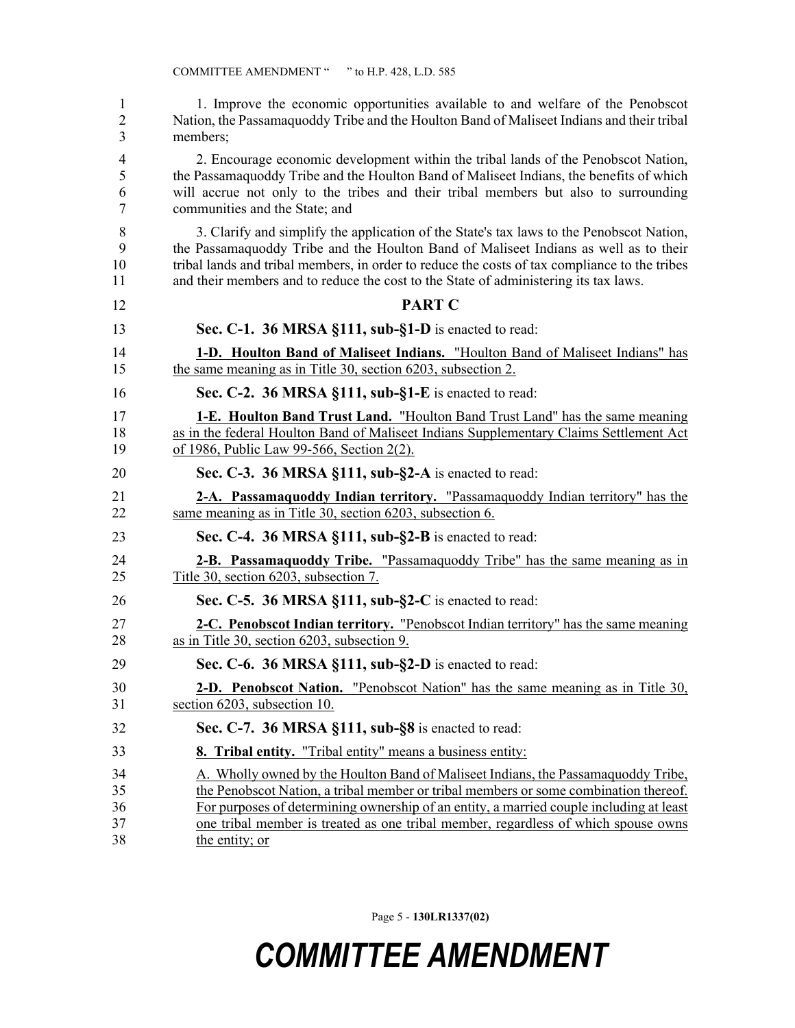1. Improve the economic opportunities available to and welfare of the Penobscot Nation, the Passamaquoddy Tribe and the Houlton Band of Maliseet Indians and their tribal members;

2. Encourage economic development within the tribal lands of the Penobscot Nation, the Passamaquoddy Tribe and the Houlton Band of Maliseet Indians, the benefits of which will accrue not only to the tribes and their tribal members but also to surrounding communities and the State; and

3. Clarify and simplify the application of the State's tax laws to the Penobscot Nation, the Passamaquoddy Tribe and the Houlton Band of Maliseet Indians as well as to their tribal lands and tribal members, in order to reduce the costs of tax compliance to the tribes and their members and to reduce the cost to the State of administering its tax laws.

## PART C

**Sec. C-1. 36 MRSA §111, sub-§1-D** is enacted to read:

**1-D. Houlton Band of Maliseet Indians.** "Houlton Band of Maliseet Indians" has the same meaning as in Title 30, section 6203, subsection 2.

**Sec. C-2. 36 MRSA §111, sub-§1-E** is enacted to read:

**1-E. Houlton Band Trust Land.** "Houlton Band Trust Land" has the same meaning as in the federal Houlton Band of Maliseet Indians Supplementary Claims Settlement Act of 1986, Public Law 99-566, Section 2(2).

**Sec. C-3. 36 MRSA §111, sub-§2-A** is enacted to read:

**2-A. Passamaquoddy Indian territory.** "Passamaquoddy Indian territory" has the same meaning as in Title 30, section 6203, subsection 6.

**Sec. C-4. 36 MRSA §111, sub-§2-B** is enacted to read:

**2-B. Passamaquoddy Tribe.** "Passamaquoddy Tribe" has the same meaning as in Title 30, section 6203, subsection 7.

**Sec. C-5. 36 MRSA §111, sub-§2-C** is enacted to read:

**2-C. Penobscot Indian territory.** "Penobscot Indian territory" has the same meaning as in Title 30, section 6203, subsection 9.

**Sec. C-6. 36 MRSA §111, sub-§2-D** is enacted to read:

**2-D. Penobscot Nation.** "Penobscot Nation" has the same meaning as in Title 30, section 6203, subsection 10.

**Sec. C-7. 36 MRSA §111, sub-§8** is enacted to read:

**8. Tribal entity.** "Tribal entity" means a business entity:

A. Wholly owned by the Houlton Band of Maliseet Indians, the Passamaquoddy Tribe, the Penobscot Nation, a tribal member or tribal members or some combination thereof. For purposes of determining ownership of an entity, a married couple including at least one tribal member is treated as one tribal member, regardless of which spouse owns the entity; or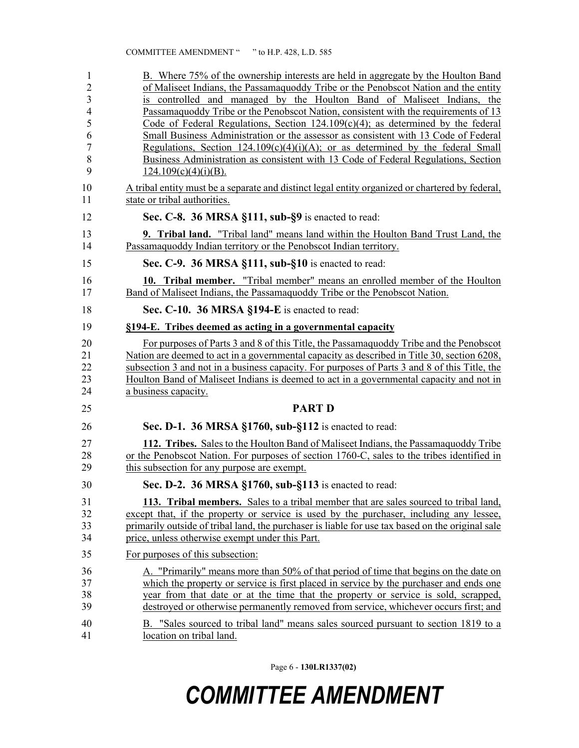B. Where 75% of the ownership interests are held in aggregate by the Houlton Band of Maliseet Indians, the Passamaquoddy Tribe or the Penobscot Nation and the entity is controlled and managed by the Houlton Band of Maliseet Indians, the Passamaquoddy Tribe or the Penobscot Nation, consistent with the requirements of 13 Code of Federal Regulations, Section 124.109(c)(4); as determined by the federal Small Business Administration or the assessor as consistent with 13 Code of Federal Regulations, Section 124.109(c)(4)(i)(A); or as determined by the federal Small Business Administration as consistent with 13 Code of Federal Regulations, Section 124.109(c)(4)(i)(B).

A tribal entity must be a separate and distinct legal entity organized or chartered by federal, state or tribal authorities.

**Sec. C-8. 36 MRSA §111, sub-§9** is enacted to read:

**9. Tribal land.** "Tribal land" means land within the Houlton Band Trust Land, the Passamaquoddy Indian territory or the Penobscot Indian territory.

**Sec. C-9. 36 MRSA §111, sub-§10** is enacted to read:

**10. Tribal member.** "Tribal member" means an enrolled member of the Houlton Band of Maliseet Indians, the Passamaquoddy Tribe or the Penobscot Nation.

**Sec. C-10. 36 MRSA §194-E** is enacted to read:

**§194-E. Tribes deemed as acting in a governmental capacity**

For purposes of Parts 3 and 8 of this Title, the Passamaquoddy Tribe and the Penobscot Nation are deemed to act in a governmental capacity as described in Title 30, section 6208, subsection 3 and not in a business capacity. For purposes of Parts 3 and 8 of this Title, the Houlton Band of Maliseet Indians is deemed to act in a governmental capacity and not in a business capacity.

## PART D

**Sec. D-1. 36 MRSA §1760, sub-§112** is enacted to read:

**112. Tribes.** Sales to the Houlton Band of Maliseet Indians, the Passamaquoddy Tribe or the Penobscot Nation. For purposes of section 1760-C, sales to the tribes identified in this subsection for any purpose are exempt.

**Sec. D-2. 36 MRSA §1760, sub-§113** is enacted to read:

**113. Tribal members.** Sales to a tribal member that are sales sourced to tribal land, except that, if the property or service is used by the purchaser, including any lessee, primarily outside of tribal land, the purchaser is liable for use tax based on the original sale price, unless otherwise exempt under this Part.

For purposes of this subsection:

A. "Primarily" means more than 50% of that period of time that begins on the date on which the property or service is first placed in service by the purchaser and ends one year from that date or at the time that the property or service is sold, scrapped, destroyed or otherwise permanently removed from service, whichever occurs first; and

B. "Sales sourced to tribal land" means sales sourced pursuant to section 1819 to a location on tribal land.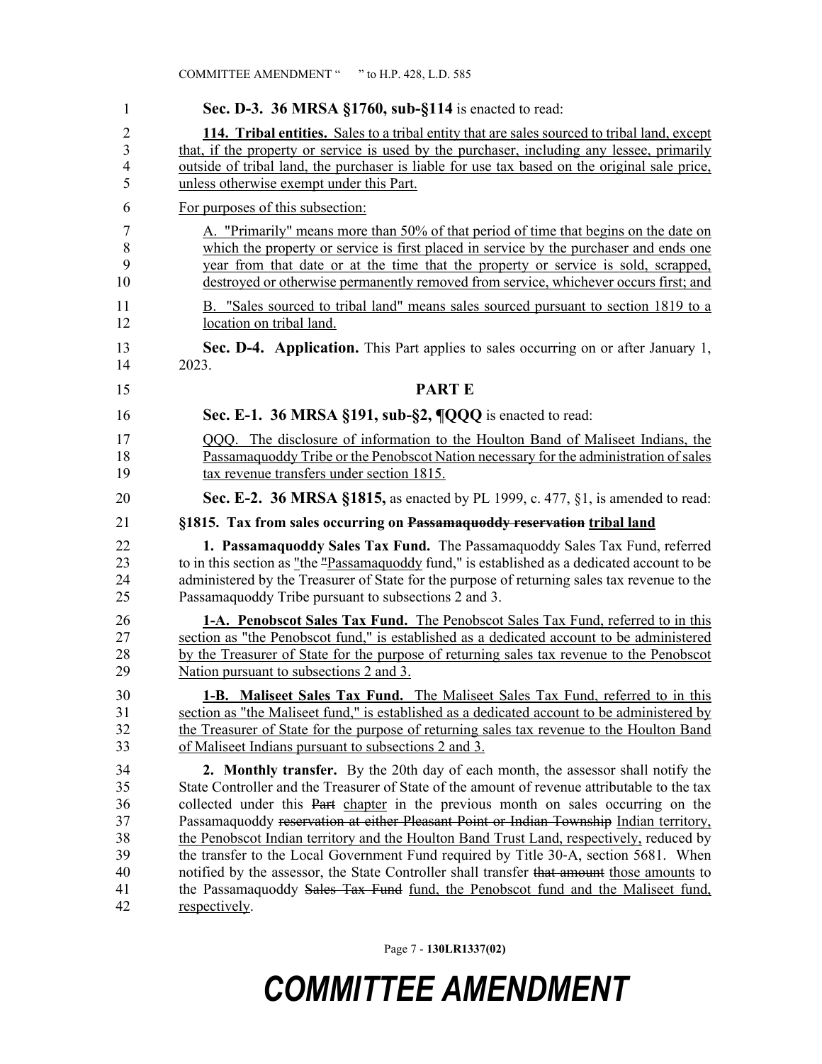**Sec. D-3. 36 MRSA §1760, sub-§114** is enacted to read:

**114. Tribal entities.** Sales to a tribal entity that are sales sourced to tribal land, except that, if the property or service is used by the purchaser, including any lessee, primarily outside of tribal land, the purchaser is liable for use tax based on the original sale price, unless otherwise exempt under this Part.

For purposes of this subsection:

A. "Primarily" means more than 50% of that period of time that begins on the date on which the property or service is first placed in service by the purchaser and ends one year from that date or at the time that the property or service is sold, scrapped, destroyed or otherwise permanently removed from service, whichever occurs first; and

B. "Sales sourced to tribal land" means sales sourced pursuant to section 1819 to a location on tribal land.

**Sec. D-4. Application.** This Part applies to sales occurring on or after January 1, 2023.

## PART E

**Sec. E-1. 36 MRSA §191, sub-§2, ¶QQQ** is enacted to read:

QQQ. The disclosure of information to the Houlton Band of Maliseet Indians, the Passamaquoddy Tribe or the Penobscot Nation necessary for the administration of sales tax revenue transfers under section 1815.

**Sec. E-2. 36 MRSA §1815,** as enacted by PL 1999, c. 477, §1, is amended to read:

**§1815. Tax from sales occurring on ~~Passamaquoddy reservation~~ tribal land**

**1. Passamaquoddy Sales Tax Fund.** The Passamaquoddy Sales Tax Fund, referred to in this section as "the ~~"~~Passamaquoddy fund," is established as a dedicated account to be administered by the Treasurer of State for the purpose of returning sales tax revenue to the Passamaquoddy Tribe pursuant to subsections 2 and 3.

**1-A. Penobscot Sales Tax Fund.** The Penobscot Sales Tax Fund, referred to in this section as "the Penobscot fund," is established as a dedicated account to be administered by the Treasurer of State for the purpose of returning sales tax revenue to the Penobscot Nation pursuant to subsections 2 and 3.

**1-B. Maliseet Sales Tax Fund.** The Maliseet Sales Tax Fund, referred to in this section as "the Maliseet fund," is established as a dedicated account to be administered by the Treasurer of State for the purpose of returning sales tax revenue to the Houlton Band of Maliseet Indians pursuant to subsections 2 and 3.

**2. Monthly transfer.** By the 20th day of each month, the assessor shall notify the State Controller and the Treasurer of State of the amount of revenue attributable to the tax collected under this ~~Part~~ chapter in the previous month on sales occurring on the Passamaquoddy ~~reservation at either Pleasant Point or Indian Township~~ Indian territory, the Penobscot Indian territory and the Houlton Band Trust Land, respectively, reduced by the transfer to the Local Government Fund required by Title 30-A, section 5681. When notified by the assessor, the State Controller shall transfer ~~that amount~~ those amounts to the Passamaquoddy ~~Sales Tax Fund~~ fund, the Penobscot fund and the Maliseet fund, respectively.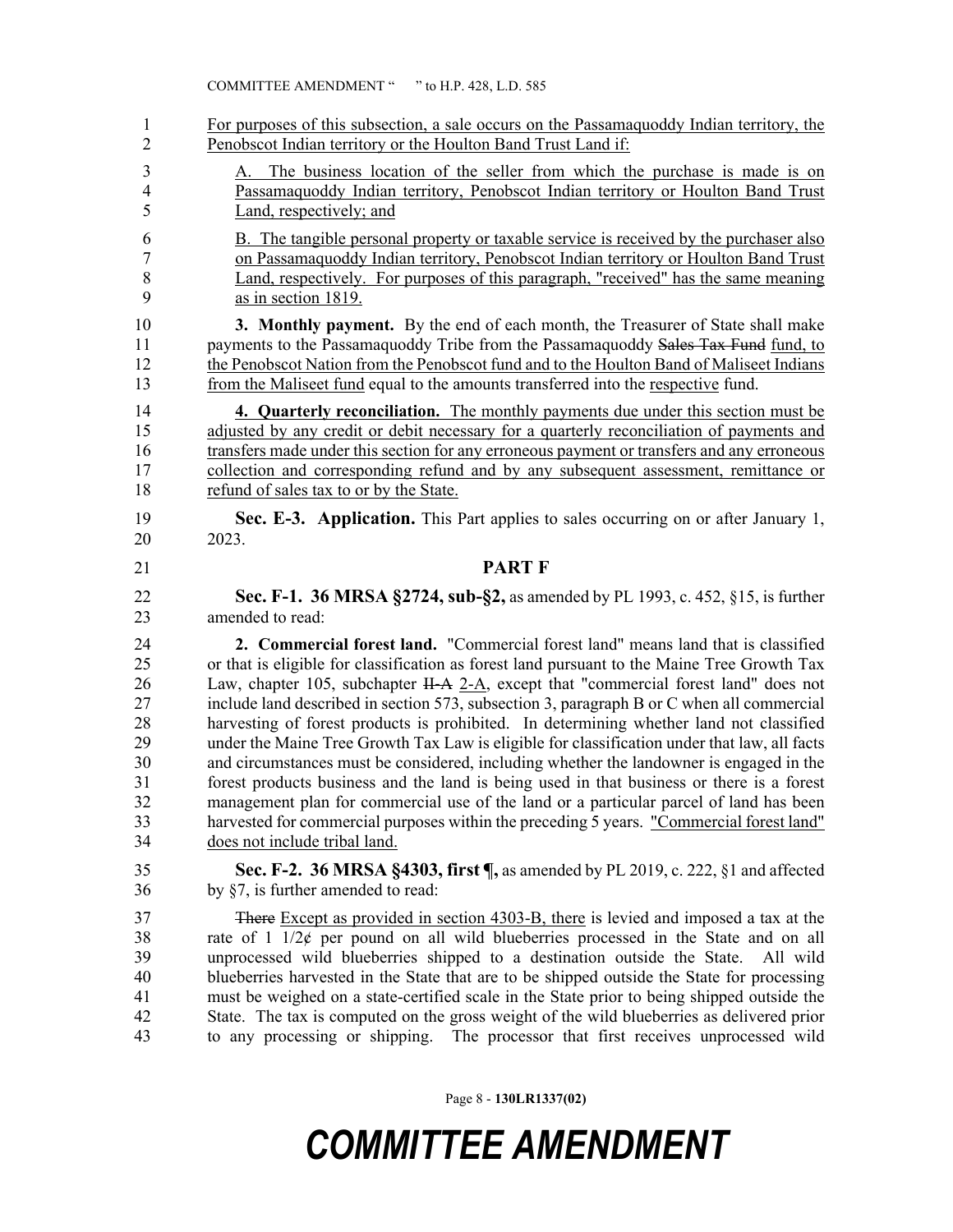For purposes of this subsection, a sale occurs on the Passamaquoddy Indian territory, the Penobscot Indian territory or the Houlton Band Trust Land if:

A. The business location of the seller from which the purchase is made is on Passamaquoddy Indian territory, Penobscot Indian territory or Houlton Band Trust Land, respectively; and

B. The tangible personal property or taxable service is received by the purchaser also on Passamaquoddy Indian territory, Penobscot Indian territory or Houlton Band Trust Land, respectively. For purposes of this paragraph, "received" has the same meaning as in section 1819.

**3. Monthly payment.** By the end of each month, the Treasurer of State shall make payments to the Passamaquoddy Tribe from the Passamaquoddy ~~Sales Tax Fund~~ fund, to the Penobscot Nation from the Penobscot fund and to the Houlton Band of Maliseet Indians from the Maliseet fund equal to the amounts transferred into the respective fund.

**4. Quarterly reconciliation.** The monthly payments due under this section must be adjusted by any credit or debit necessary for a quarterly reconciliation of payments and transfers made under this section for any erroneous payment or transfers and any erroneous collection and corresponding refund and by any subsequent assessment, remittance or refund of sales tax to or by the State.

**Sec. E-3. Application.** This Part applies to sales occurring on or after January 1, 2023.

## PART F

**Sec. F-1. 36 MRSA §2724, sub-§2,** as amended by PL 1993, c. 452, §15, is further amended to read:

**2. Commercial forest land.** "Commercial forest land" means land that is classified or that is eligible for classification as forest land pursuant to the Maine Tree Growth Tax Law, chapter 105, subchapter ~~II-A~~ 2-A, except that "commercial forest land" does not include land described in section 573, subsection 3, paragraph B or C when all commercial harvesting of forest products is prohibited. In determining whether land not classified under the Maine Tree Growth Tax Law is eligible for classification under that law, all facts and circumstances must be considered, including whether the landowner is engaged in the forest products business and the land is being used in that business or there is a forest management plan for commercial use of the land or a particular parcel of land has been harvested for commercial purposes within the preceding 5 years. "Commercial forest land" does not include tribal land.

**Sec. F-2. 36 MRSA §4303, first ¶,** as amended by PL 2019, c. 222, §1 and affected by §7, is further amended to read:

~~There~~ Except as provided in section 4303-B, there is levied and imposed a tax at the rate of 1 1/2¢ per pound on all wild blueberries processed in the State and on all unprocessed wild blueberries shipped to a destination outside the State. All wild blueberries harvested in the State that are to be shipped outside the State for processing must be weighed on a state-certified scale in the State prior to being shipped outside the State. The tax is computed on the gross weight of the wild blueberries as delivered prior to any processing or shipping. The processor that first receives unprocessed wild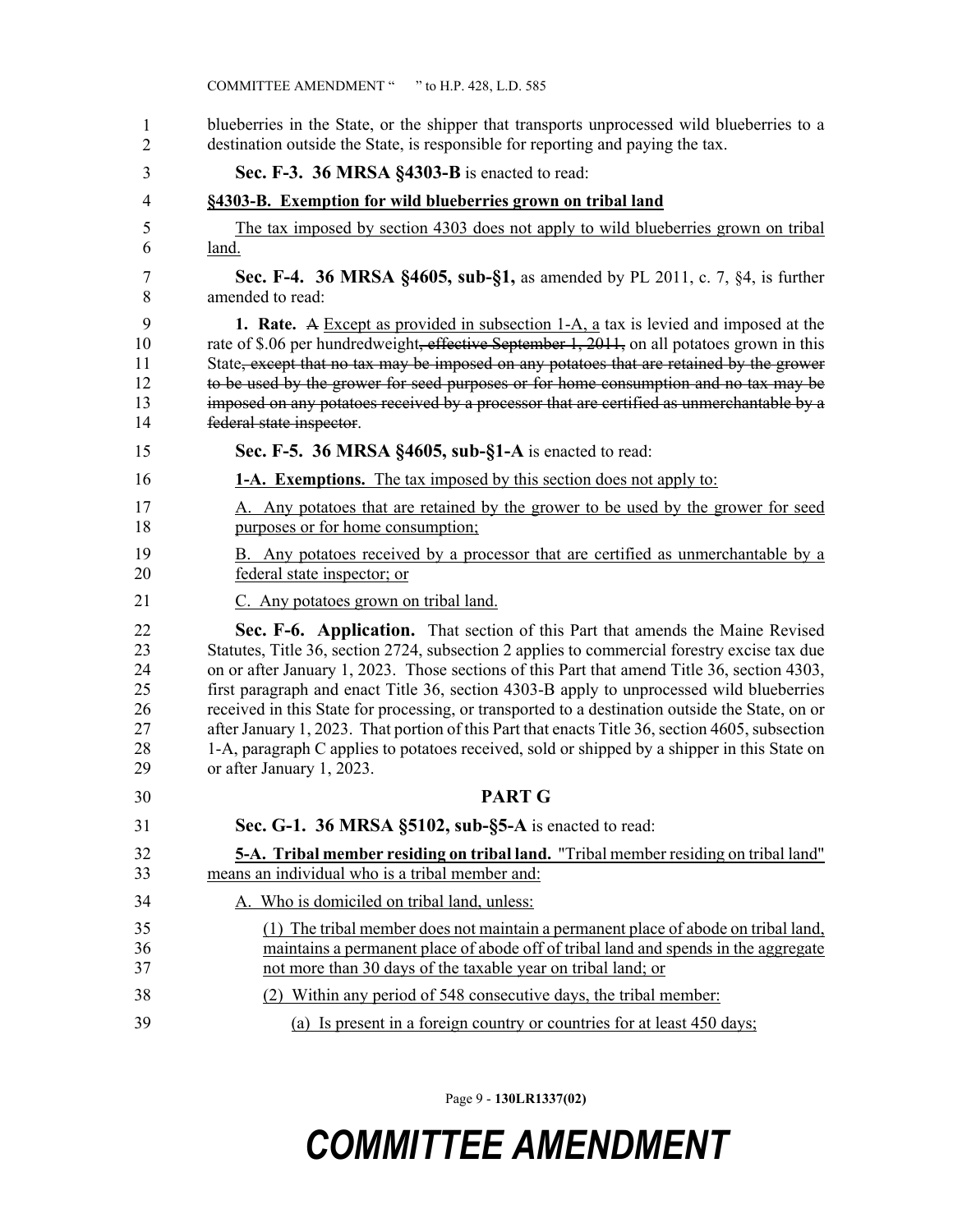blueberries in the State, or the shipper that transports unprocessed wild blueberries to a destination outside the State, is responsible for reporting and paying the tax.

**Sec. F-3. 36 MRSA §4303-B** is enacted to read:

**§4303-B. Exemption for wild blueberries grown on tribal land**

The tax imposed by section 4303 does not apply to wild blueberries grown on tribal land.

**Sec. F-4. 36 MRSA §4605, sub-§1,** as amended by PL 2011, c. 7, §4, is further amended to read:

**1. Rate.** ~~A~~ Except as provided in subsection 1-A, a tax is levied and imposed at the rate of $.06 per hundredweight~~, effective September 1, 2011,~~ on all potatoes grown in this State~~, except that no tax may be imposed on any potatoes that are retained by the grower to be used by the grower for seed purposes or for home consumption and no tax may be imposed on any potatoes received by a processor that are certified as unmerchantable by a federal state inspector~~.

**Sec. F-5. 36 MRSA §4605, sub-§1-A** is enacted to read:

**1-A. Exemptions.** The tax imposed by this section does not apply to:

A. Any potatoes that are retained by the grower to be used by the grower for seed purposes or for home consumption;

B. Any potatoes received by a processor that are certified as unmerchantable by a federal state inspector; or

C. Any potatoes grown on tribal land.

**Sec. F-6. Application.** That section of this Part that amends the Maine Revised Statutes, Title 36, section 2724, subsection 2 applies to commercial forestry excise tax due on or after January 1, 2023. Those sections of this Part that amend Title 36, section 4303, first paragraph and enact Title 36, section 4303-B apply to unprocessed wild blueberries received in this State for processing, or transported to a destination outside the State, on or after January 1, 2023. That portion of this Part that enacts Title 36, section 4605, subsection 1-A, paragraph C applies to potatoes received, sold or shipped by a shipper in this State on or after January 1, 2023.

## PART G

**Sec. G-1. 36 MRSA §5102, sub-§5-A** is enacted to read:

**5-A. Tribal member residing on tribal land.** "Tribal member residing on tribal land" means an individual who is a tribal member and:

A. Who is domiciled on tribal land, unless:

(1) The tribal member does not maintain a permanent place of abode on tribal land, maintains a permanent place of abode off of tribal land and spends in the aggregate not more than 30 days of the taxable year on tribal land; or

(2) Within any period of 548 consecutive days, the tribal member:

(a) Is present in a foreign country or countries for at least 450 days;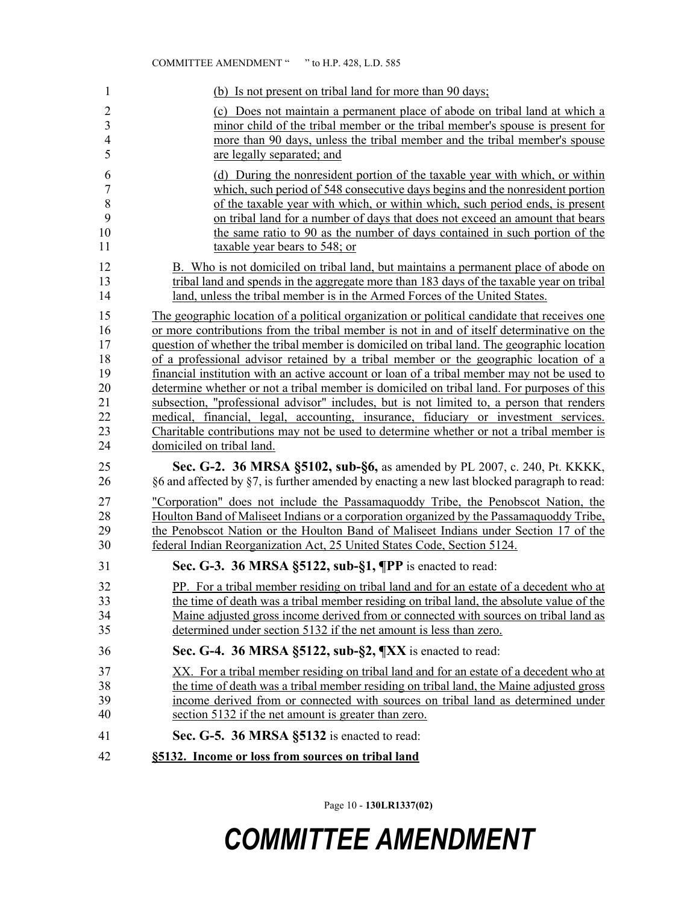(b) Is not present on tribal land for more than 90 days;

(c) Does not maintain a permanent place of abode on tribal land at which a minor child of the tribal member or the tribal member's spouse is present for more than 90 days, unless the tribal member and the tribal member's spouse are legally separated; and

(d) During the nonresident portion of the taxable year with which, or within which, such period of 548 consecutive days begins and the nonresident portion of the taxable year with which, or within which, such period ends, is present on tribal land for a number of days that does not exceed an amount that bears the same ratio to 90 as the number of days contained in such portion of the taxable year bears to 548; or

B. Who is not domiciled on tribal land, but maintains a permanent place of abode on tribal land and spends in the aggregate more than 183 days of the taxable year on tribal land, unless the tribal member is in the Armed Forces of the United States.

The geographic location of a political organization or political candidate that receives one or more contributions from the tribal member is not in and of itself determinative on the question of whether the tribal member is domiciled on tribal land. The geographic location of a professional advisor retained by a tribal member or the geographic location of a financial institution with an active account or loan of a tribal member may not be used to determine whether or not a tribal member is domiciled on tribal land. For purposes of this subsection, "professional advisor" includes, but is not limited to, a person that renders medical, financial, legal, accounting, insurance, fiduciary or investment services. Charitable contributions may not be used to determine whether or not a tribal member is domiciled on tribal land.

**Sec. G-2. 36 MRSA §5102, sub-§6,** as amended by PL 2007, c. 240, Pt. KKKK, §6 and affected by §7, is further amended by enacting a new last blocked paragraph to read:

"Corporation" does not include the Passamaquoddy Tribe, the Penobscot Nation, the Houlton Band of Maliseet Indians or a corporation organized by the Passamaquoddy Tribe, the Penobscot Nation or the Houlton Band of Maliseet Indians under Section 17 of the federal Indian Reorganization Act, 25 United States Code, Section 5124.

**Sec. G-3. 36 MRSA §5122, sub-§1, ¶PP** is enacted to read:

PP. For a tribal member residing on tribal land and for an estate of a decedent who at the time of death was a tribal member residing on tribal land, the absolute value of the Maine adjusted gross income derived from or connected with sources on tribal land as determined under section 5132 if the net amount is less than zero.

**Sec. G-4. 36 MRSA §5122, sub-§2, ¶XX** is enacted to read:

XX. For a tribal member residing on tribal land and for an estate of a decedent who at the time of death was a tribal member residing on tribal land, the Maine adjusted gross income derived from or connected with sources on tribal land as determined under section 5132 if the net amount is greater than zero.

**Sec. G-5. 36 MRSA §5132** is enacted to read:

**§5132. Income or loss from sources on tribal land**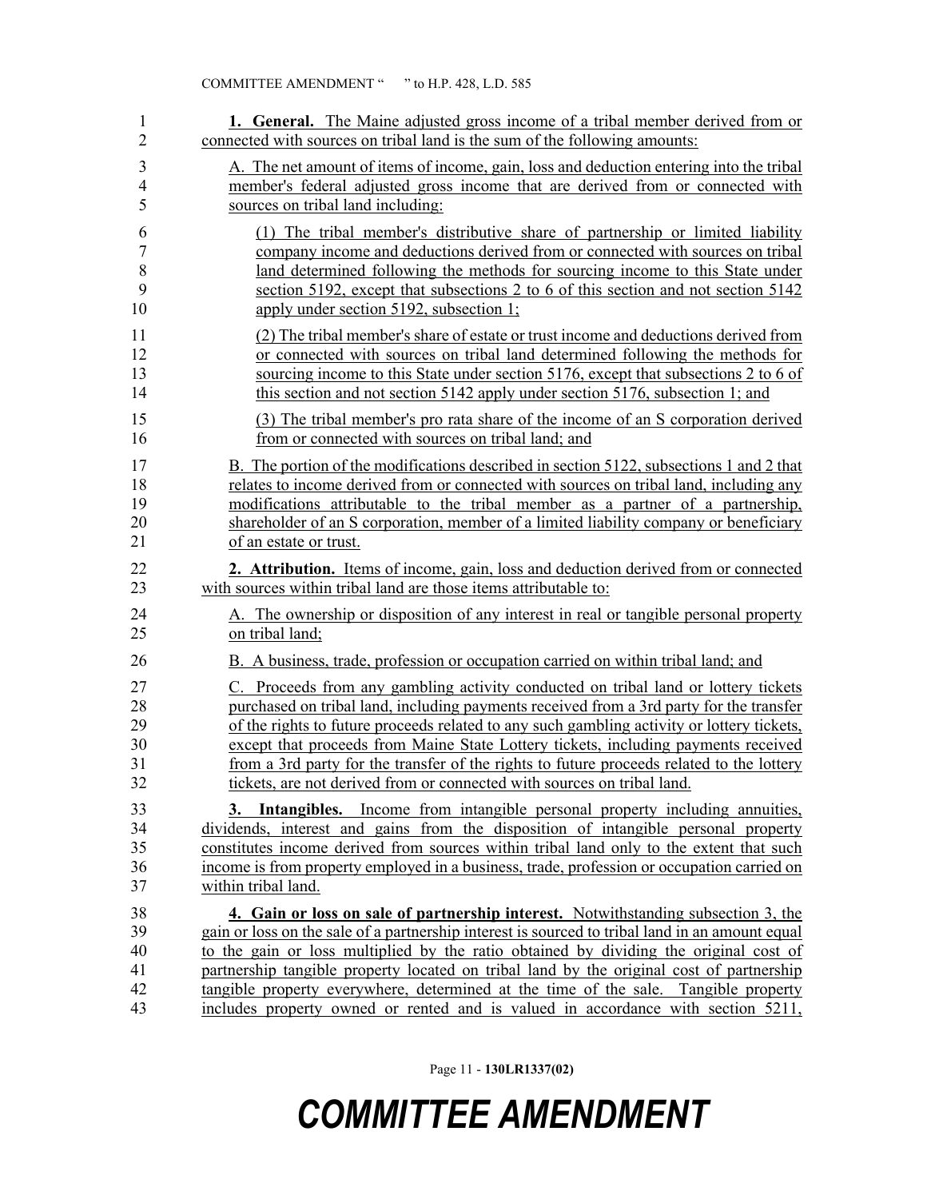**1. General.** The Maine adjusted gross income of a tribal member derived from or connected with sources on tribal land is the sum of the following amounts:

A. The net amount of items of income, gain, loss and deduction entering into the tribal member's federal adjusted gross income that are derived from or connected with sources on tribal land including:

(1) The tribal member's distributive share of partnership or limited liability company income and deductions derived from or connected with sources on tribal land determined following the methods for sourcing income to this State under section 5192, except that subsections 2 to 6 of this section and not section 5142 apply under section 5192, subsection 1;

(2) The tribal member's share of estate or trust income and deductions derived from or connected with sources on tribal land determined following the methods for sourcing income to this State under section 5176, except that subsections 2 to 6 of this section and not section 5142 apply under section 5176, subsection 1; and

(3) The tribal member's pro rata share of the income of an S corporation derived from or connected with sources on tribal land; and

B. The portion of the modifications described in section 5122, subsections 1 and 2 that relates to income derived from or connected with sources on tribal land, including any modifications attributable to the tribal member as a partner of a partnership, shareholder of an S corporation, member of a limited liability company or beneficiary of an estate or trust.

**2. Attribution.** Items of income, gain, loss and deduction derived from or connected with sources within tribal land are those items attributable to:

A. The ownership or disposition of any interest in real or tangible personal property on tribal land;

B. A business, trade, profession or occupation carried on within tribal land; and

C. Proceeds from any gambling activity conducted on tribal land or lottery tickets purchased on tribal land, including payments received from a 3rd party for the transfer of the rights to future proceeds related to any such gambling activity or lottery tickets, except that proceeds from Maine State Lottery tickets, including payments received from a 3rd party for the transfer of the rights to future proceeds related to the lottery tickets, are not derived from or connected with sources on tribal land.

**3. Intangibles.** Income from intangible personal property including annuities, dividends, interest and gains from the disposition of intangible personal property constitutes income derived from sources within tribal land only to the extent that such income is from property employed in a business, trade, profession or occupation carried on within tribal land.

**4. Gain or loss on sale of partnership interest.** Notwithstanding subsection 3, the gain or loss on the sale of a partnership interest is sourced to tribal land in an amount equal to the gain or loss multiplied by the ratio obtained by dividing the original cost of partnership tangible property located on tribal land by the original cost of partnership tangible property everywhere, determined at the time of the sale. Tangible property includes property owned or rented and is valued in accordance with section 5211,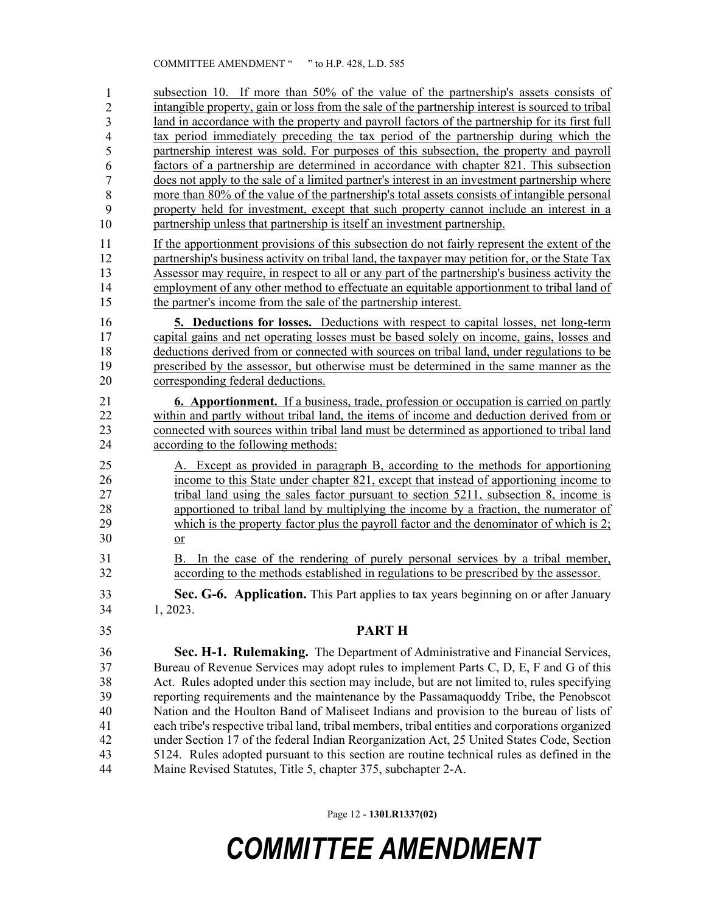subsection 10. If more than 50% of the value of the partnership's assets consists of intangible property, gain or loss from the sale of the partnership interest is sourced to tribal land in accordance with the property and payroll factors of the partnership for its first full tax period immediately preceding the tax period of the partnership during which the partnership interest was sold. For purposes of this subsection, the property and payroll factors of a partnership are determined in accordance with chapter 821. This subsection does not apply to the sale of a limited partner's interest in an investment partnership where more than 80% of the value of the partnership's total assets consists of intangible personal property held for investment, except that such property cannot include an interest in a partnership unless that partnership is itself an investment partnership.

If the apportionment provisions of this subsection do not fairly represent the extent of the partnership's business activity on tribal land, the taxpayer may petition for, or the State Tax Assessor may require, in respect to all or any part of the partnership's business activity the employment of any other method to effectuate an equitable apportionment to tribal land of the partner's income from the sale of the partnership interest.

**5. Deductions for losses.** Deductions with respect to capital losses, net long-term capital gains and net operating losses must be based solely on income, gains, losses and deductions derived from or connected with sources on tribal land, under regulations to be prescribed by the assessor, but otherwise must be determined in the same manner as the corresponding federal deductions.

**6. Apportionment.** If a business, trade, profession or occupation is carried on partly within and partly without tribal land, the items of income and deduction derived from or connected with sources within tribal land must be determined as apportioned to tribal land according to the following methods:

A. Except as provided in paragraph B, according to the methods for apportioning income to this State under chapter 821, except that instead of apportioning income to tribal land using the sales factor pursuant to section 5211, subsection 8, income is apportioned to tribal land by multiplying the income by a fraction, the numerator of which is the property factor plus the payroll factor and the denominator of which is 2; or

B. In the case of the rendering of purely personal services by a tribal member, according to the methods established in regulations to be prescribed by the assessor.

**Sec. G-6. Application.** This Part applies to tax years beginning on or after January 1, 2023.

## PART H

**Sec. H-1. Rulemaking.** The Department of Administrative and Financial Services, Bureau of Revenue Services may adopt rules to implement Parts C, D, E, F and G of this Act. Rules adopted under this section may include, but are not limited to, rules specifying reporting requirements and the maintenance by the Passamaquoddy Tribe, the Penobscot Nation and the Houlton Band of Maliseet Indians and provision to the bureau of lists of each tribe's respective tribal land, tribal members, tribal entities and corporations organized under Section 17 of the federal Indian Reorganization Act, 25 United States Code, Section 5124. Rules adopted pursuant to this section are routine technical rules as defined in the Maine Revised Statutes, Title 5, chapter 375, subchapter 2-A.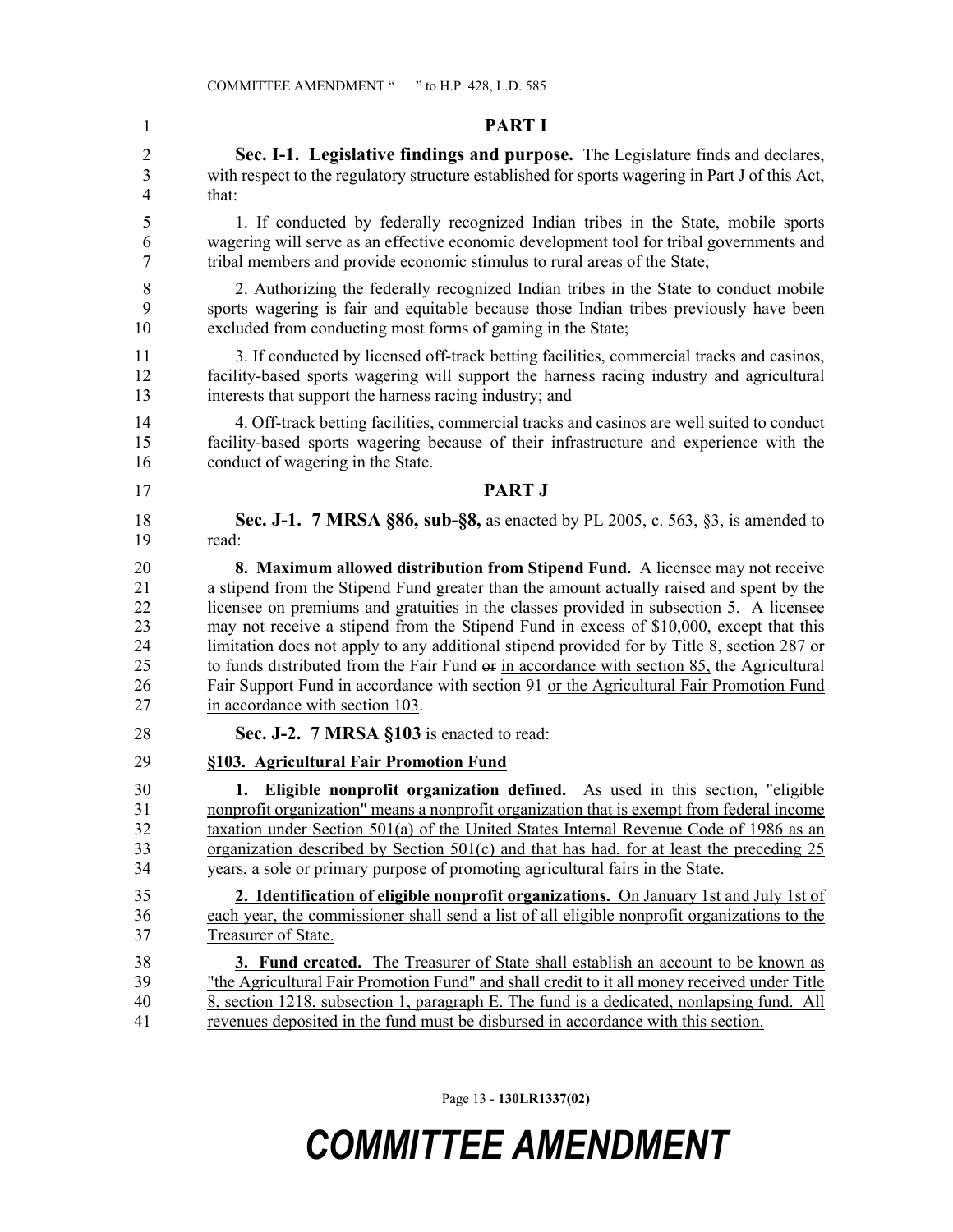## PART I

**Sec. I-1. Legislative findings and purpose.** The Legislature finds and declares, with respect to the regulatory structure established for sports wagering in Part J of this Act, that:

1. If conducted by federally recognized Indian tribes in the State, mobile sports wagering will serve as an effective economic development tool for tribal governments and tribal members and provide economic stimulus to rural areas of the State;

2. Authorizing the federally recognized Indian tribes in the State to conduct mobile sports wagering is fair and equitable because those Indian tribes previously have been excluded from conducting most forms of gaming in the State;

3. If conducted by licensed off-track betting facilities, commercial tracks and casinos, facility-based sports wagering will support the harness racing industry and agricultural interests that support the harness racing industry; and

4. Off-track betting facilities, commercial tracks and casinos are well suited to conduct facility-based sports wagering because of their infrastructure and experience with the conduct of wagering in the State.

## PART J

**Sec. J-1. 7 MRSA §86, sub-§8,** as enacted by PL 2005, c. 563, §3, is amended to read:

**8. Maximum allowed distribution from Stipend Fund.** A licensee may not receive a stipend from the Stipend Fund greater than the amount actually raised and spent by the licensee on premiums and gratuities in the classes provided in subsection 5. A licensee may not receive a stipend from the Stipend Fund in excess of $10,000, except that this limitation does not apply to any additional stipend provided for by Title 8, section 287 or to funds distributed from the Fair Fund ~~or~~ in accordance with section 85, the Agricultural Fair Support Fund in accordance with section 91 or the Agricultural Fair Promotion Fund in accordance with section 103.

**Sec. J-2. 7 MRSA §103** is enacted to read:

**§103. Agricultural Fair Promotion Fund**

**1. Eligible nonprofit organization defined.** As used in this section, "eligible nonprofit organization" means a nonprofit organization that is exempt from federal income taxation under Section 501(a) of the United States Internal Revenue Code of 1986 as an organization described by Section 501(c) and that has had, for at least the preceding 25 years, a sole or primary purpose of promoting agricultural fairs in the State.

**2. Identification of eligible nonprofit organizations.** On January 1st and July 1st of each year, the commissioner shall send a list of all eligible nonprofit organizations to the Treasurer of State.

**3. Fund created.** The Treasurer of State shall establish an account to be known as "the Agricultural Fair Promotion Fund" and shall credit to it all money received under Title 8, section 1218, subsection 1, paragraph E. The fund is a dedicated, nonlapsing fund. All revenues deposited in the fund must be disbursed in accordance with this section.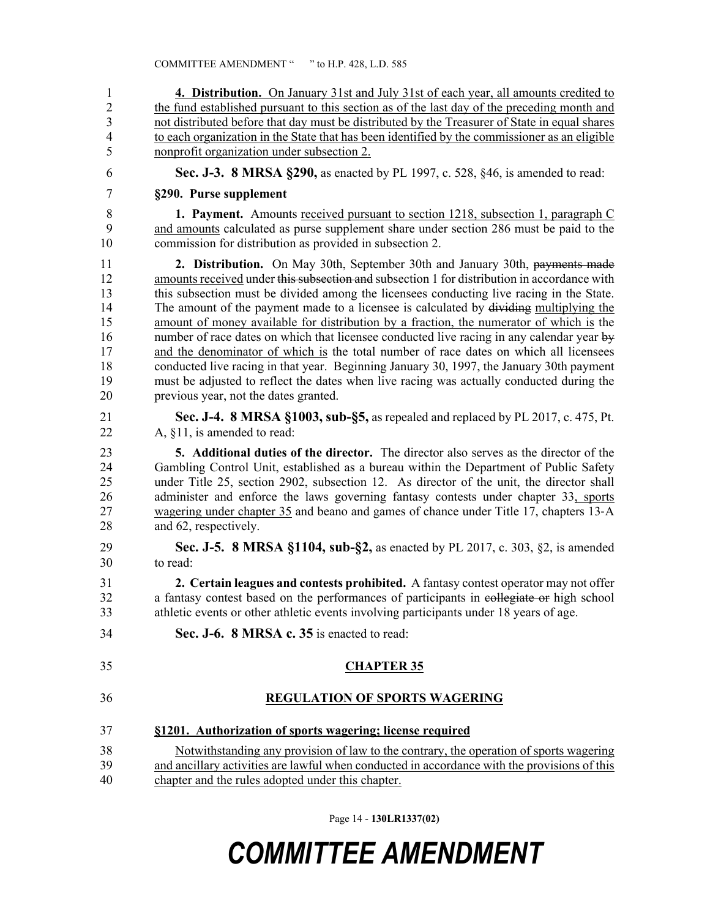**4. Distribution.** On January 31st and July 31st of each year, all amounts credited to the fund established pursuant to this section as of the last day of the preceding month and not distributed before that day must be distributed by the Treasurer of State in equal shares to each organization in the State that has been identified by the commissioner as an eligible nonprofit organization under subsection 2.

**Sec. J-3. 8 MRSA §290,** as enacted by PL 1997, c. 528, §46, is amended to read:

**§290. Purse supplement**

**1. Payment.** Amounts received pursuant to section 1218, subsection 1, paragraph C and amounts calculated as purse supplement share under section 286 must be paid to the commission for distribution as provided in subsection 2.

**2. Distribution.** On May 30th, September 30th and January 30th, ~~payments made~~ amounts received under ~~this subsection and~~ subsection 1 for distribution in accordance with this subsection must be divided among the licensees conducting live racing in the State. The amount of the payment made to a licensee is calculated by ~~dividing~~ multiplying the amount of money available for distribution by a fraction, the numerator of which is the number of race dates on which that licensee conducted live racing in any calendar year ~~by~~ and the denominator of which is the total number of race dates on which all licensees conducted live racing in that year. Beginning January 30, 1997, the January 30th payment must be adjusted to reflect the dates when live racing was actually conducted during the previous year, not the dates granted.

**Sec. J-4. 8 MRSA §1003, sub-§5,** as repealed and replaced by PL 2017, c. 475, Pt. A, §11, is amended to read:

**5. Additional duties of the director.** The director also serves as the director of the Gambling Control Unit, established as a bureau within the Department of Public Safety under Title 25, section 2902, subsection 12. As director of the unit, the director shall administer and enforce the laws governing fantasy contests under chapter 33, sports wagering under chapter 35 and beano and games of chance under Title 17, chapters 13-A and 62, respectively.

**Sec. J-5. 8 MRSA §1104, sub-§2,** as enacted by PL 2017, c. 303, §2, is amended to read:

**2. Certain leagues and contests prohibited.** A fantasy contest operator may not offer a fantasy contest based on the performances of participants in ~~collegiate or~~ high school athletic events or other athletic events involving participants under 18 years of age.

**Sec. J-6. 8 MRSA c. 35** is enacted to read:

## CHAPTER 35

## REGULATION OF SPORTS WAGERING

**§1201. Authorization of sports wagering; license required**

Notwithstanding any provision of law to the contrary, the operation of sports wagering and ancillary activities are lawful when conducted in accordance with the provisions of this chapter and the rules adopted under this chapter.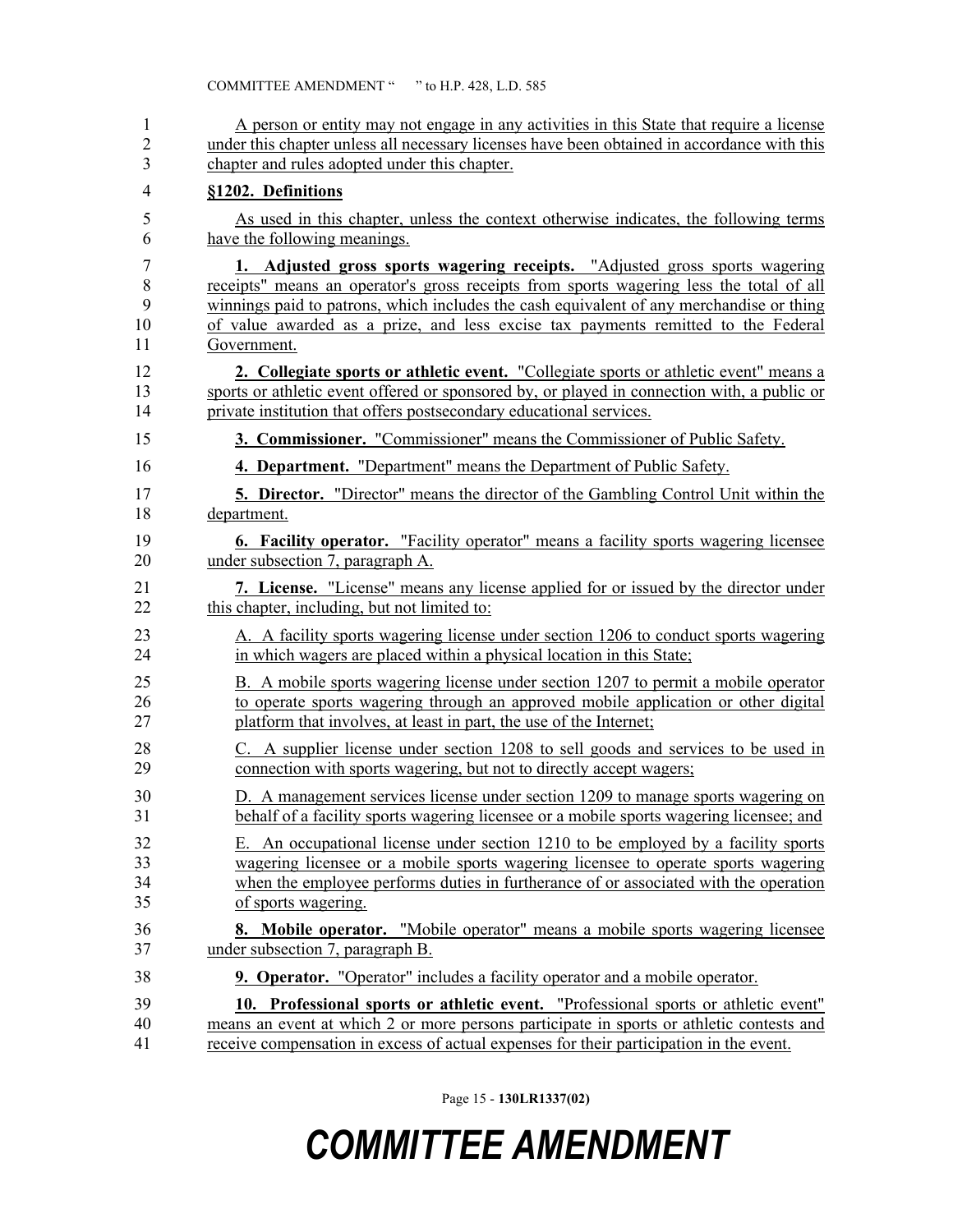A person or entity may not engage in any activities in this State that require a license under this chapter unless all necessary licenses have been obtained in accordance with this chapter and rules adopted under this chapter.

**§1202. Definitions**

As used in this chapter, unless the context otherwise indicates, the following terms have the following meanings.

**1. Adjusted gross sports wagering receipts.** "Adjusted gross sports wagering receipts" means an operator's gross receipts from sports wagering less the total of all winnings paid to patrons, which includes the cash equivalent of any merchandise or thing of value awarded as a prize, and less excise tax payments remitted to the Federal Government.

**2. Collegiate sports or athletic event.** "Collegiate sports or athletic event" means a sports or athletic event offered or sponsored by, or played in connection with, a public or private institution that offers postsecondary educational services.

**3. Commissioner.** "Commissioner" means the Commissioner of Public Safety.

**4. Department.** "Department" means the Department of Public Safety.

**5. Director.** "Director" means the director of the Gambling Control Unit within the department.

**6. Facility operator.** "Facility operator" means a facility sports wagering licensee under subsection 7, paragraph A.

**7. License.** "License" means any license applied for or issued by the director under this chapter, including, but not limited to:

A. A facility sports wagering license under section 1206 to conduct sports wagering in which wagers are placed within a physical location in this State;

B. A mobile sports wagering license under section 1207 to permit a mobile operator to operate sports wagering through an approved mobile application or other digital platform that involves, at least in part, the use of the Internet;

C. A supplier license under section 1208 to sell goods and services to be used in connection with sports wagering, but not to directly accept wagers;

D. A management services license under section 1209 to manage sports wagering on behalf of a facility sports wagering licensee or a mobile sports wagering licensee; and

E. An occupational license under section 1210 to be employed by a facility sports wagering licensee or a mobile sports wagering licensee to operate sports wagering when the employee performs duties in furtherance of or associated with the operation of sports wagering.

**8. Mobile operator.** "Mobile operator" means a mobile sports wagering licensee under subsection 7, paragraph B.

**9. Operator.** "Operator" includes a facility operator and a mobile operator.

**10. Professional sports or athletic event.** "Professional sports or athletic event" means an event at which 2 or more persons participate in sports or athletic contests and receive compensation in excess of actual expenses for their participation in the event.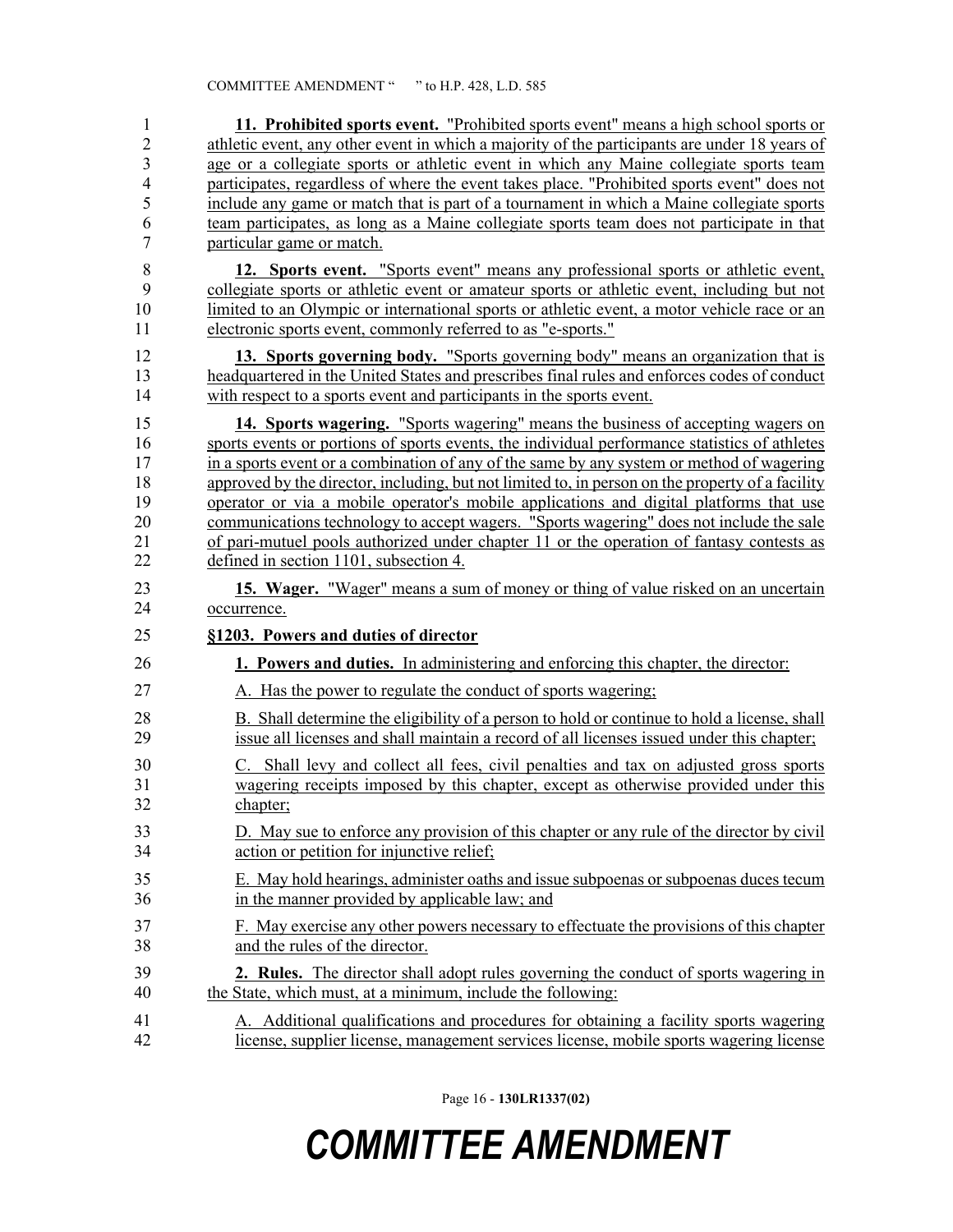**11. Prohibited sports event.** "Prohibited sports event" means a high school sports or athletic event, any other event in which a majority of the participants are under 18 years of age or a collegiate sports or athletic event in which any Maine collegiate sports team participates, regardless of where the event takes place. "Prohibited sports event" does not include any game or match that is part of a tournament in which a Maine collegiate sports team participates, as long as a Maine collegiate sports team does not participate in that particular game or match.

**12. Sports event.** "Sports event" means any professional sports or athletic event, collegiate sports or athletic event or amateur sports or athletic event, including but not limited to an Olympic or international sports or athletic event, a motor vehicle race or an electronic sports event, commonly referred to as "e-sports."

**13. Sports governing body.** "Sports governing body" means an organization that is headquartered in the United States and prescribes final rules and enforces codes of conduct with respect to a sports event and participants in the sports event.

**14. Sports wagering.** "Sports wagering" means the business of accepting wagers on sports events or portions of sports events, the individual performance statistics of athletes in a sports event or a combination of any of the same by any system or method of wagering approved by the director, including, but not limited to, in person on the property of a facility operator or via a mobile operator's mobile applications and digital platforms that use communications technology to accept wagers. "Sports wagering" does not include the sale of pari-mutuel pools authorized under chapter 11 or the operation of fantasy contests as defined in section 1101, subsection 4.

**15. Wager.** "Wager" means a sum of money or thing of value risked on an uncertain occurrence.

**§1203. Powers and duties of director**

**1. Powers and duties.** In administering and enforcing this chapter, the director:

A. Has the power to regulate the conduct of sports wagering;

B. Shall determine the eligibility of a person to hold or continue to hold a license, shall issue all licenses and shall maintain a record of all licenses issued under this chapter;

C. Shall levy and collect all fees, civil penalties and tax on adjusted gross sports wagering receipts imposed by this chapter, except as otherwise provided under this chapter;

D. May sue to enforce any provision of this chapter or any rule of the director by civil action or petition for injunctive relief;

E. May hold hearings, administer oaths and issue subpoenas or subpoenas duces tecum in the manner provided by applicable law; and

F. May exercise any other powers necessary to effectuate the provisions of this chapter and the rules of the director.

**2. Rules.** The director shall adopt rules governing the conduct of sports wagering in the State, which must, at a minimum, include the following:

A. Additional qualifications and procedures for obtaining a facility sports wagering license, supplier license, management services license, mobile sports wagering license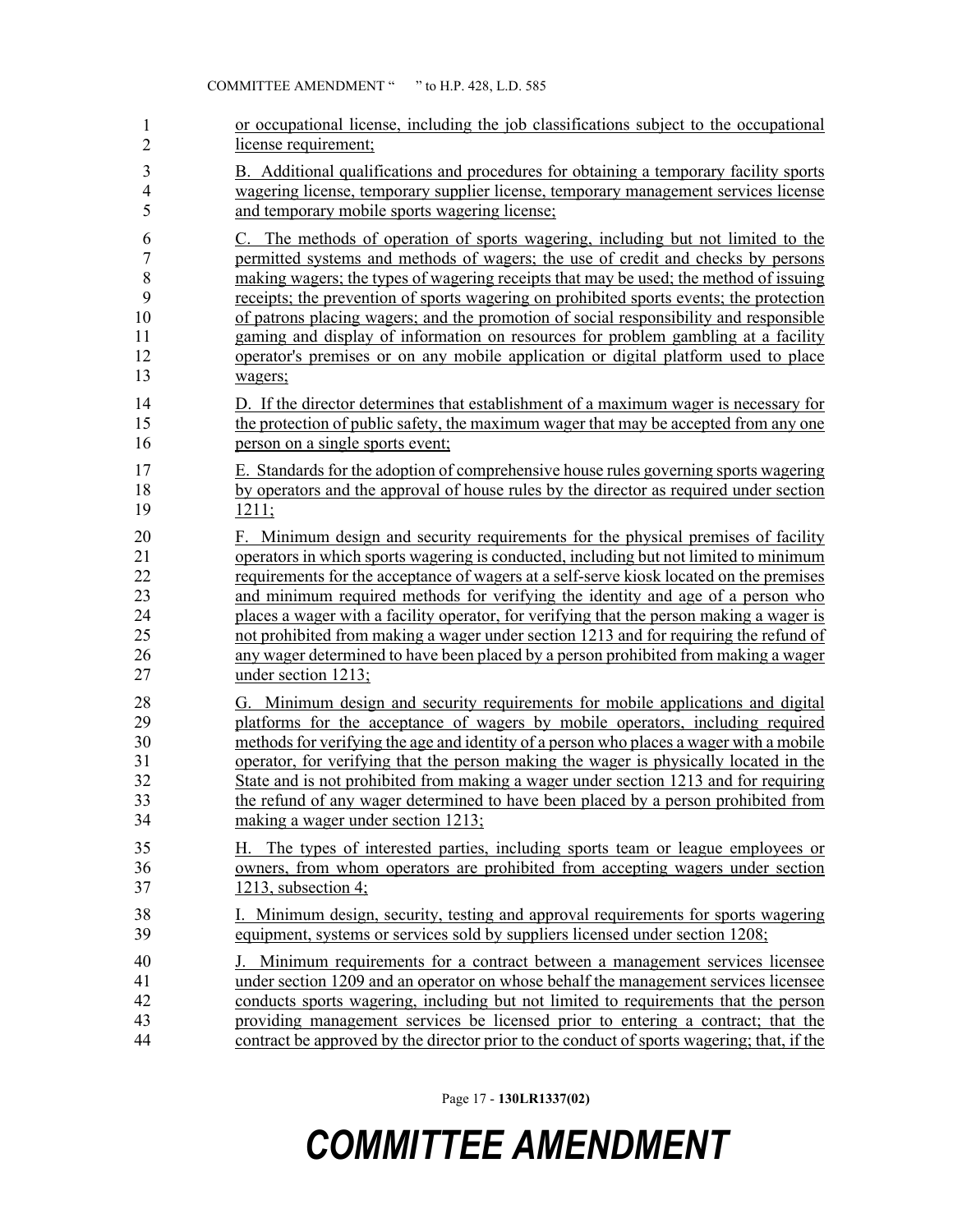or occupational license, including the job classifications subject to the occupational license requirement;

B. Additional qualifications and procedures for obtaining a temporary facility sports wagering license, temporary supplier license, temporary management services license and temporary mobile sports wagering license;

C. The methods of operation of sports wagering, including but not limited to the permitted systems and methods of wagers; the use of credit and checks by persons making wagers; the types of wagering receipts that may be used; the method of issuing receipts; the prevention of sports wagering on prohibited sports events; the protection of patrons placing wagers; and the promotion of social responsibility and responsible gaming and display of information on resources for problem gambling at a facility operator's premises or on any mobile application or digital platform used to place wagers;

D. If the director determines that establishment of a maximum wager is necessary for the protection of public safety, the maximum wager that may be accepted from any one person on a single sports event;

E. Standards for the adoption of comprehensive house rules governing sports wagering by operators and the approval of house rules by the director as required under section 1211;

F. Minimum design and security requirements for the physical premises of facility operators in which sports wagering is conducted, including but not limited to minimum requirements for the acceptance of wagers at a self-serve kiosk located on the premises and minimum required methods for verifying the identity and age of a person who places a wager with a facility operator, for verifying that the person making a wager is not prohibited from making a wager under section 1213 and for requiring the refund of any wager determined to have been placed by a person prohibited from making a wager under section 1213;

G. Minimum design and security requirements for mobile applications and digital platforms for the acceptance of wagers by mobile operators, including required methods for verifying the age and identity of a person who places a wager with a mobile operator, for verifying that the person making the wager is physically located in the State and is not prohibited from making a wager under section 1213 and for requiring the refund of any wager determined to have been placed by a person prohibited from making a wager under section 1213;

H. The types of interested parties, including sports team or league employees or owners, from whom operators are prohibited from accepting wagers under section 1213, subsection 4;

I. Minimum design, security, testing and approval requirements for sports wagering equipment, systems or services sold by suppliers licensed under section 1208;

J. Minimum requirements for a contract between a management services licensee under section 1209 and an operator on whose behalf the management services licensee conducts sports wagering, including but not limited to requirements that the person providing management services be licensed prior to entering a contract; that the contract be approved by the director prior to the conduct of sports wagering; that, if the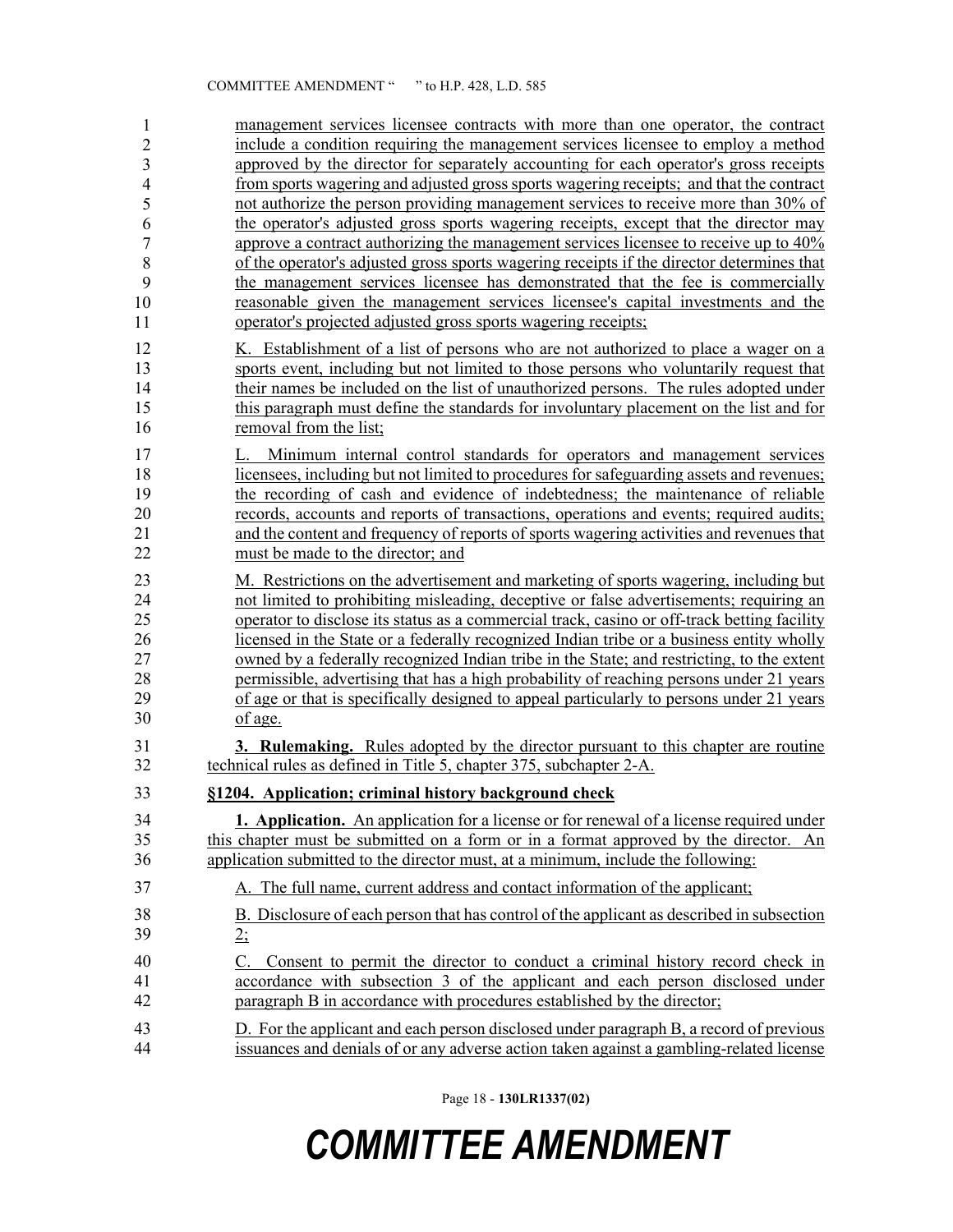management services licensee contracts with more than one operator, the contract include a condition requiring the management services licensee to employ a method approved by the director for separately accounting for each operator's gross receipts from sports wagering and adjusted gross sports wagering receipts; and that the contract not authorize the person providing management services to receive more than 30% of the operator's adjusted gross sports wagering receipts, except that the director may approve a contract authorizing the management services licensee to receive up to 40% of the operator's adjusted gross sports wagering receipts if the director determines that the management services licensee has demonstrated that the fee is commercially reasonable given the management services licensee's capital investments and the operator's projected adjusted gross sports wagering receipts;

K. Establishment of a list of persons who are not authorized to place a wager on a sports event, including but not limited to those persons who voluntarily request that their names be included on the list of unauthorized persons. The rules adopted under this paragraph must define the standards for involuntary placement on the list and for removal from the list;

L. Minimum internal control standards for operators and management services licensees, including but not limited to procedures for safeguarding assets and revenues; the recording of cash and evidence of indebtedness; the maintenance of reliable records, accounts and reports of transactions, operations and events; required audits; and the content and frequency of reports of sports wagering activities and revenues that must be made to the director; and

M. Restrictions on the advertisement and marketing of sports wagering, including but not limited to prohibiting misleading, deceptive or false advertisements; requiring an operator to disclose its status as a commercial track, casino or off-track betting facility licensed in the State or a federally recognized Indian tribe or a business entity wholly owned by a federally recognized Indian tribe in the State; and restricting, to the extent permissible, advertising that has a high probability of reaching persons under 21 years of age or that is specifically designed to appeal particularly to persons under 21 years of age.

**3. Rulemaking.** Rules adopted by the director pursuant to this chapter are routine technical rules as defined in Title 5, chapter 375, subchapter 2-A.

**§1204. Application; criminal history background check**

**1. Application.** An application for a license or for renewal of a license required under this chapter must be submitted on a form or in a format approved by the director. An application submitted to the director must, at a minimum, include the following:

A. The full name, current address and contact information of the applicant;

B. Disclosure of each person that has control of the applicant as described in subsection 2;

C. Consent to permit the director to conduct a criminal history record check in accordance with subsection 3 of the applicant and each person disclosed under paragraph B in accordance with procedures established by the director;

D. For the applicant and each person disclosed under paragraph B, a record of previous issuances and denials of or any adverse action taken against a gambling-related license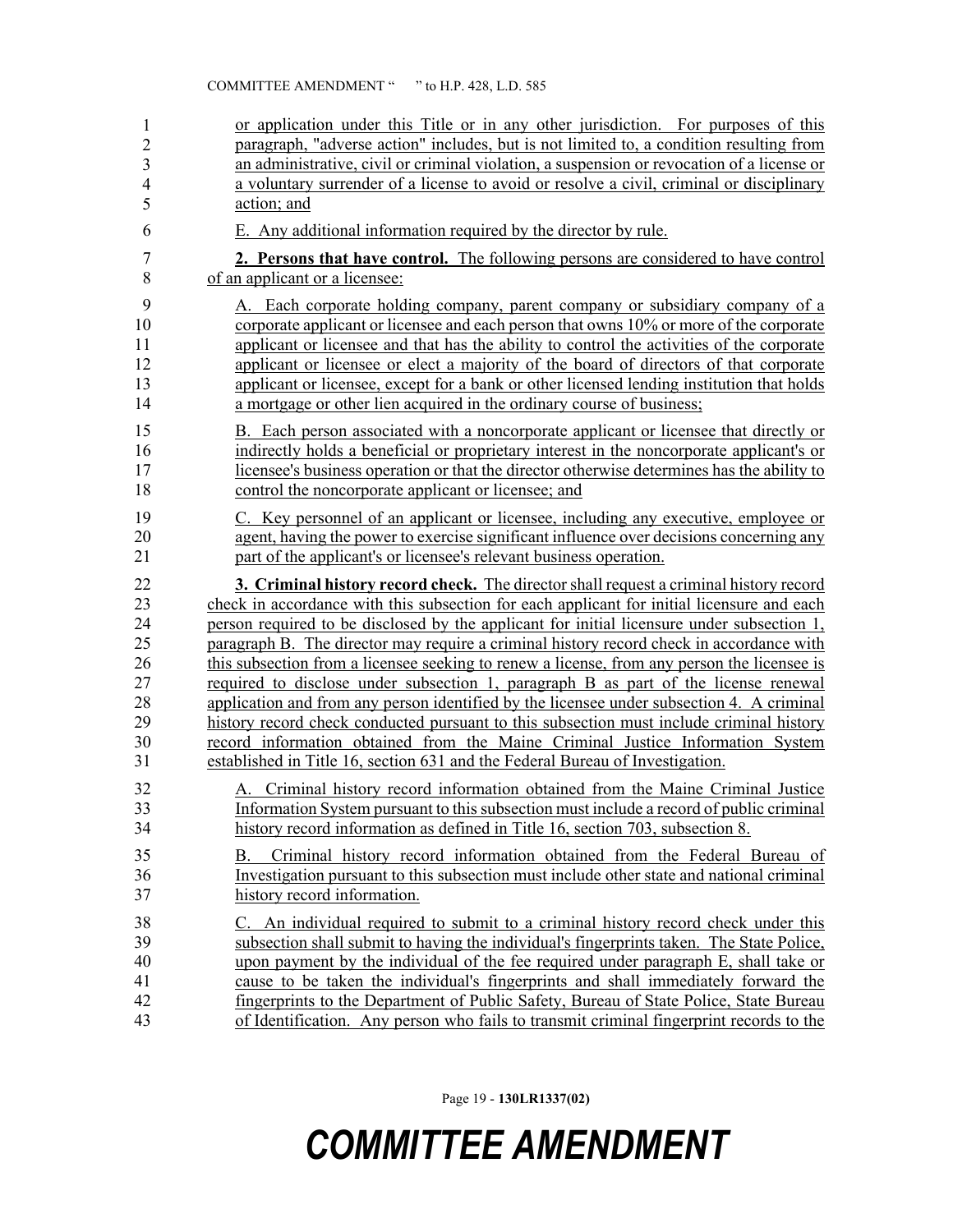or application under this Title or in any other jurisdiction. For purposes of this paragraph, "adverse action" includes, but is not limited to, a condition resulting from an administrative, civil or criminal violation, a suspension or revocation of a license or a voluntary surrender of a license to avoid or resolve a civil, criminal or disciplinary action; and

E. Any additional information required by the director by rule.

**2. Persons that have control.** The following persons are considered to have control of an applicant or a licensee:

A. Each corporate holding company, parent company or subsidiary company of a corporate applicant or licensee and each person that owns 10% or more of the corporate applicant or licensee and that has the ability to control the activities of the corporate applicant or licensee or elect a majority of the board of directors of that corporate applicant or licensee, except for a bank or other licensed lending institution that holds a mortgage or other lien acquired in the ordinary course of business;

B. Each person associated with a noncorporate applicant or licensee that directly or indirectly holds a beneficial or proprietary interest in the noncorporate applicant's or licensee's business operation or that the director otherwise determines has the ability to control the noncorporate applicant or licensee; and

C. Key personnel of an applicant or licensee, including any executive, employee or agent, having the power to exercise significant influence over decisions concerning any part of the applicant's or licensee's relevant business operation.

**3. Criminal history record check.** The director shall request a criminal history record check in accordance with this subsection for each applicant for initial licensure and each person required to be disclosed by the applicant for initial licensure under subsection 1, paragraph B. The director may require a criminal history record check in accordance with this subsection from a licensee seeking to renew a license, from any person the licensee is required to disclose under subsection 1, paragraph B as part of the license renewal application and from any person identified by the licensee under subsection 4. A criminal history record check conducted pursuant to this subsection must include criminal history record information obtained from the Maine Criminal Justice Information System established in Title 16, section 631 and the Federal Bureau of Investigation.

A. Criminal history record information obtained from the Maine Criminal Justice Information System pursuant to this subsection must include a record of public criminal history record information as defined in Title 16, section 703, subsection 8.

B. Criminal history record information obtained from the Federal Bureau of Investigation pursuant to this subsection must include other state and national criminal history record information.

C. An individual required to submit to a criminal history record check under this subsection shall submit to having the individual's fingerprints taken. The State Police, upon payment by the individual of the fee required under paragraph E, shall take or cause to be taken the individual's fingerprints and shall immediately forward the fingerprints to the Department of Public Safety, Bureau of State Police, State Bureau of Identification. Any person who fails to transmit criminal fingerprint records to the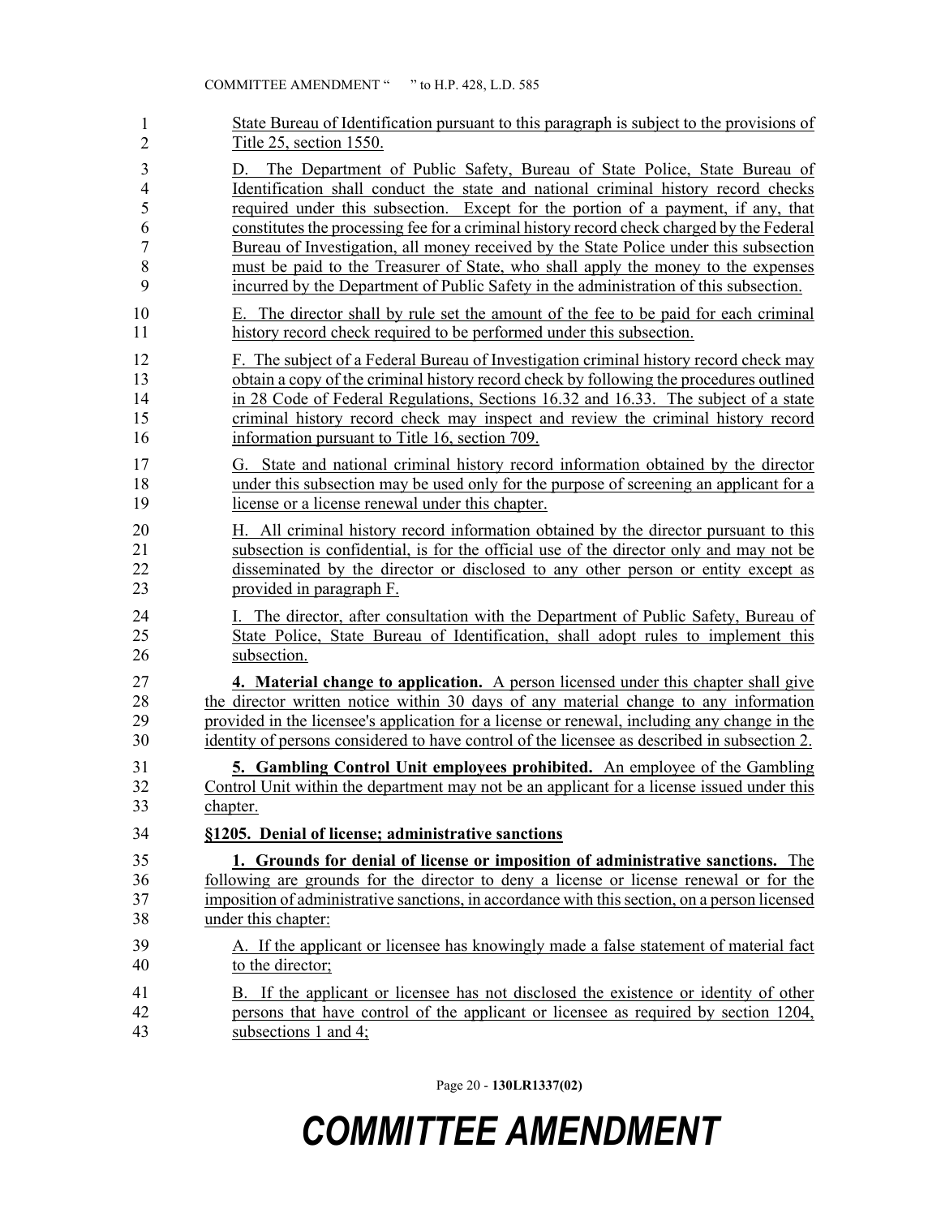State Bureau of Identification pursuant to this paragraph is subject to the provisions of Title 25, section 1550.

D. The Department of Public Safety, Bureau of State Police, State Bureau of Identification shall conduct the state and national criminal history record checks required under this subsection. Except for the portion of a payment, if any, that constitutes the processing fee for a criminal history record check charged by the Federal Bureau of Investigation, all money received by the State Police under this subsection must be paid to the Treasurer of State, who shall apply the money to the expenses incurred by the Department of Public Safety in the administration of this subsection.

E. The director shall by rule set the amount of the fee to be paid for each criminal history record check required to be performed under this subsection.

F. The subject of a Federal Bureau of Investigation criminal history record check may obtain a copy of the criminal history record check by following the procedures outlined in 28 Code of Federal Regulations, Sections 16.32 and 16.33. The subject of a state criminal history record check may inspect and review the criminal history record information pursuant to Title 16, section 709.

G. State and national criminal history record information obtained by the director under this subsection may be used only for the purpose of screening an applicant for a license or a license renewal under this chapter.

H. All criminal history record information obtained by the director pursuant to this subsection is confidential, is for the official use of the director only and may not be disseminated by the director or disclosed to any other person or entity except as provided in paragraph F.

I. The director, after consultation with the Department of Public Safety, Bureau of State Police, State Bureau of Identification, shall adopt rules to implement this subsection.

**4. Material change to application.** A person licensed under this chapter shall give the director written notice within 30 days of any material change to any information provided in the licensee's application for a license or renewal, including any change in the identity of persons considered to have control of the licensee as described in subsection 2.

**5. Gambling Control Unit employees prohibited.** An employee of the Gambling Control Unit within the department may not be an applicant for a license issued under this chapter.

**§1205. Denial of license; administrative sanctions**

**1. Grounds for denial of license or imposition of administrative sanctions.** The following are grounds for the director to deny a license or license renewal or for the imposition of administrative sanctions, in accordance with this section, on a person licensed under this chapter:

A. If the applicant or licensee has knowingly made a false statement of material fact to the director;

B. If the applicant or licensee has not disclosed the existence or identity of other persons that have control of the applicant or licensee as required by section 1204, subsections 1 and 4;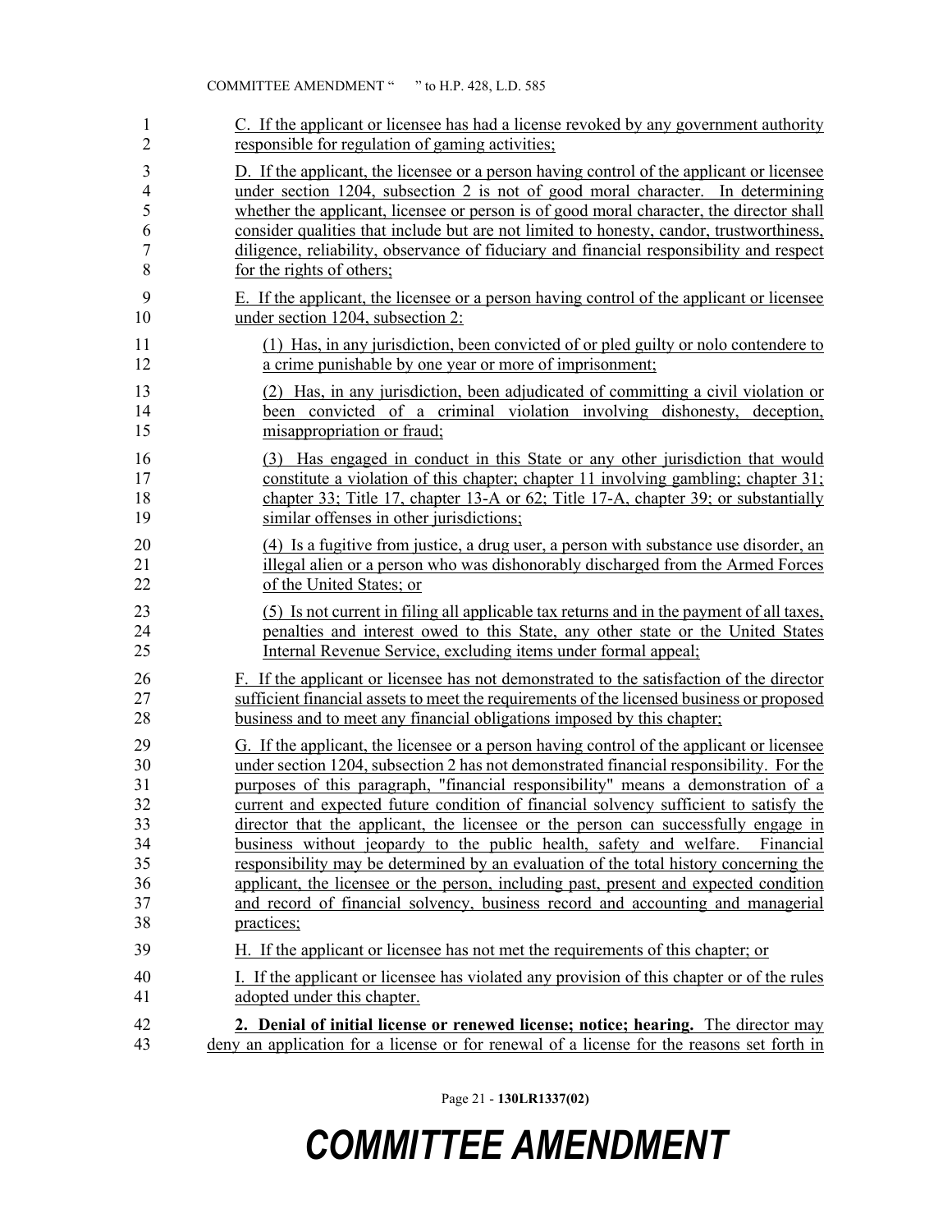C. If the applicant or licensee has had a license revoked by any government authority responsible for regulation of gaming activities;

D. If the applicant, the licensee or a person having control of the applicant or licensee under section 1204, subsection 2 is not of good moral character. In determining whether the applicant, licensee or person is of good moral character, the director shall consider qualities that include but are not limited to honesty, candor, trustworthiness, diligence, reliability, observance of fiduciary and financial responsibility and respect for the rights of others;

E. If the applicant, the licensee or a person having control of the applicant or licensee under section 1204, subsection 2:

(1) Has, in any jurisdiction, been convicted of or pled guilty or nolo contendere to a crime punishable by one year or more of imprisonment;

(2) Has, in any jurisdiction, been adjudicated of committing a civil violation or been convicted of a criminal violation involving dishonesty, deception, misappropriation or fraud;

(3) Has engaged in conduct in this State or any other jurisdiction that would constitute a violation of this chapter; chapter 11 involving gambling; chapter 31; chapter 33; Title 17, chapter 13-A or 62; Title 17-A, chapter 39; or substantially similar offenses in other jurisdictions;

(4) Is a fugitive from justice, a drug user, a person with substance use disorder, an illegal alien or a person who was dishonorably discharged from the Armed Forces of the United States; or

(5) Is not current in filing all applicable tax returns and in the payment of all taxes, penalties and interest owed to this State, any other state or the United States Internal Revenue Service, excluding items under formal appeal;

F. If the applicant or licensee has not demonstrated to the satisfaction of the director sufficient financial assets to meet the requirements of the licensed business or proposed business and to meet any financial obligations imposed by this chapter;

G. If the applicant, the licensee or a person having control of the applicant or licensee under section 1204, subsection 2 has not demonstrated financial responsibility. For the purposes of this paragraph, "financial responsibility" means a demonstration of a current and expected future condition of financial solvency sufficient to satisfy the director that the applicant, the licensee or the person can successfully engage in business without jeopardy to the public health, safety and welfare. Financial responsibility may be determined by an evaluation of the total history concerning the applicant, the licensee or the person, including past, present and expected condition and record of financial solvency, business record and accounting and managerial practices;

H. If the applicant or licensee has not met the requirements of this chapter; or

I. If the applicant or licensee has violated any provision of this chapter or of the rules adopted under this chapter.

**2. Denial of initial license or renewed license; notice; hearing.** The director may deny an application for a license or for renewal of a license for the reasons set forth in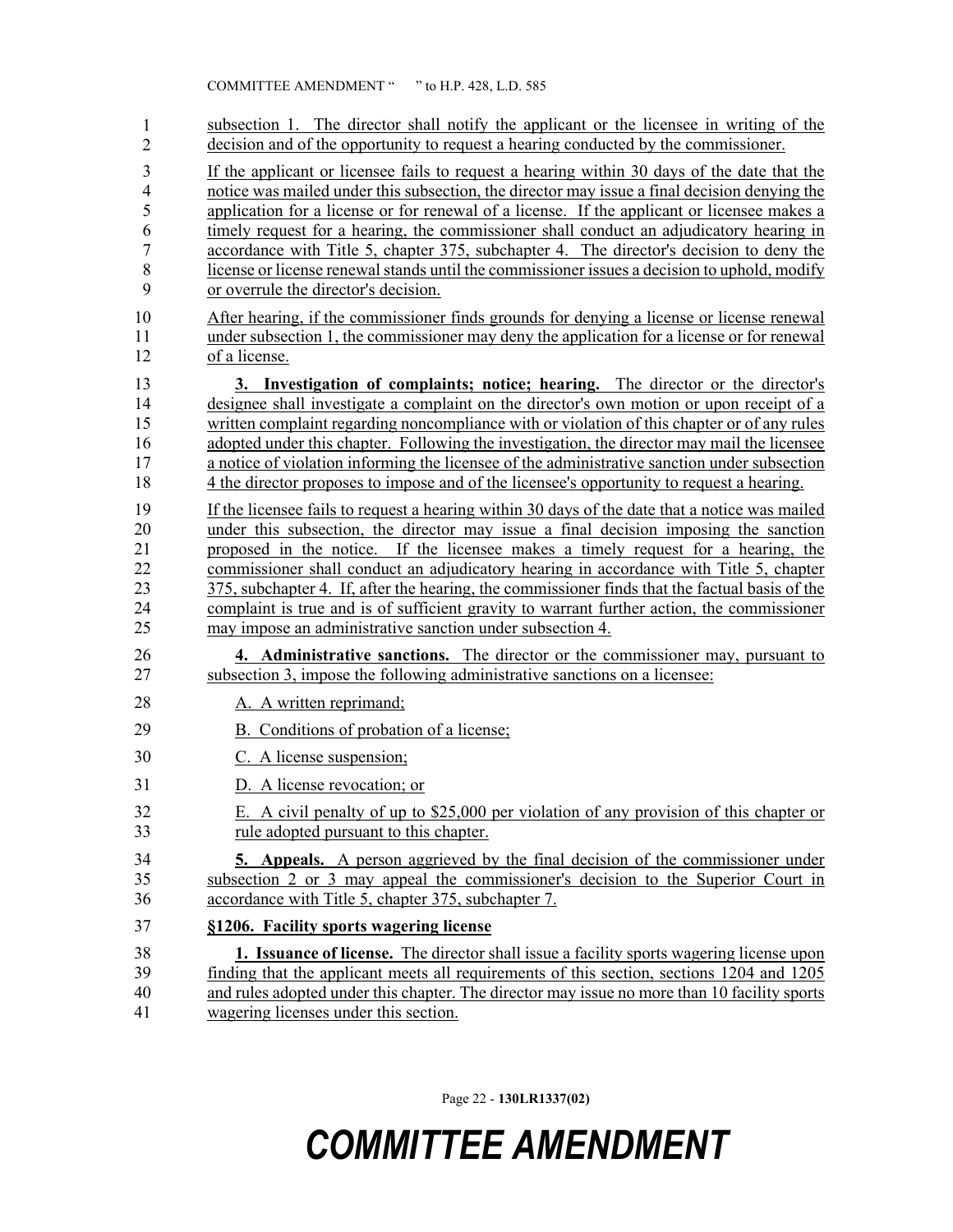subsection 1. The director shall notify the applicant or the licensee in writing of the decision and of the opportunity to request a hearing conducted by the commissioner.

If the applicant or licensee fails to request a hearing within 30 days of the date that the notice was mailed under this subsection, the director may issue a final decision denying the application for a license or for renewal of a license. If the applicant or licensee makes a timely request for a hearing, the commissioner shall conduct an adjudicatory hearing in accordance with Title 5, chapter 375, subchapter 4. The director's decision to deny the license or license renewal stands until the commissioner issues a decision to uphold, modify or overrule the director's decision.

After hearing, if the commissioner finds grounds for denying a license or license renewal under subsection 1, the commissioner may deny the application for a license or for renewal of a license.

**3. Investigation of complaints; notice; hearing.** The director or the director's designee shall investigate a complaint on the director's own motion or upon receipt of a written complaint regarding noncompliance with or violation of this chapter or of any rules adopted under this chapter. Following the investigation, the director may mail the licensee a notice of violation informing the licensee of the administrative sanction under subsection 4 the director proposes to impose and of the licensee's opportunity to request a hearing.

If the licensee fails to request a hearing within 30 days of the date that a notice was mailed under this subsection, the director may issue a final decision imposing the sanction proposed in the notice. If the licensee makes a timely request for a hearing, the commissioner shall conduct an adjudicatory hearing in accordance with Title 5, chapter 375, subchapter 4. If, after the hearing, the commissioner finds that the factual basis of the complaint is true and is of sufficient gravity to warrant further action, the commissioner may impose an administrative sanction under subsection 4.

**4. Administrative sanctions.** The director or the commissioner may, pursuant to subsection 3, impose the following administrative sanctions on a licensee:

A. A written reprimand;

B. Conditions of probation of a license;

C. A license suspension;

D. A license revocation; or

E. A civil penalty of up to $25,000 per violation of any provision of this chapter or rule adopted pursuant to this chapter.

**5. Appeals.** A person aggrieved by the final decision of the commissioner under subsection 2 or 3 may appeal the commissioner's decision to the Superior Court in accordance with Title 5, chapter 375, subchapter 7.

**§1206. Facility sports wagering license**

**1. Issuance of license.** The director shall issue a facility sports wagering license upon finding that the applicant meets all requirements of this section, sections 1204 and 1205 and rules adopted under this chapter. The director may issue no more than 10 facility sports wagering licenses under this section.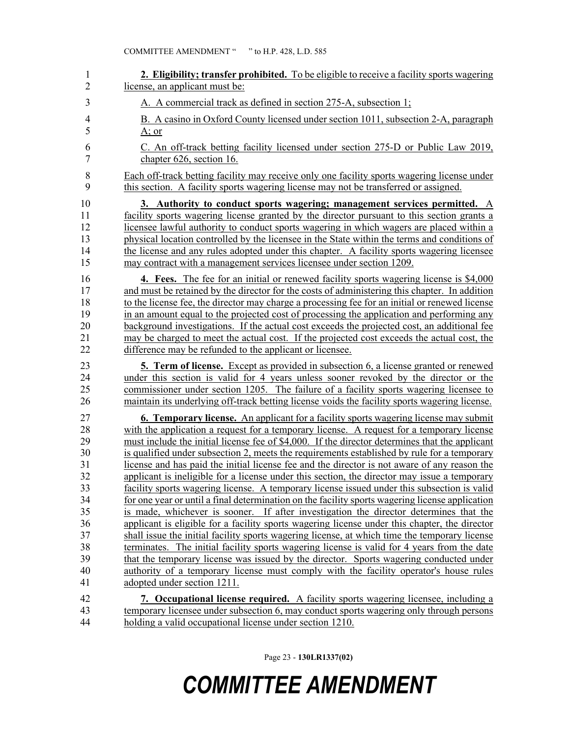**2. Eligibility; transfer prohibited.** To be eligible to receive a facility sports wagering license, an applicant must be:

A. A commercial track as defined in section 275-A, subsection 1;

B. A casino in Oxford County licensed under section 1011, subsection 2-A, paragraph A; or

C. An off-track betting facility licensed under section 275-D or Public Law 2019, chapter 626, section 16.

Each off-track betting facility may receive only one facility sports wagering license under this section. A facility sports wagering license may not be transferred or assigned.

**3. Authority to conduct sports wagering; management services permitted.** A facility sports wagering license granted by the director pursuant to this section grants a licensee lawful authority to conduct sports wagering in which wagers are placed within a physical location controlled by the licensee in the State within the terms and conditions of the license and any rules adopted under this chapter. A facility sports wagering licensee may contract with a management services licensee under section 1209.

**4. Fees.** The fee for an initial or renewed facility sports wagering license is $4,000 and must be retained by the director for the costs of administering this chapter. In addition to the license fee, the director may charge a processing fee for an initial or renewed license in an amount equal to the projected cost of processing the application and performing any background investigations. If the actual cost exceeds the projected cost, an additional fee may be charged to meet the actual cost. If the projected cost exceeds the actual cost, the difference may be refunded to the applicant or licensee.

**5. Term of license.** Except as provided in subsection 6, a license granted or renewed under this section is valid for 4 years unless sooner revoked by the director or the commissioner under section 1205. The failure of a facility sports wagering licensee to maintain its underlying off-track betting license voids the facility sports wagering license.

**6. Temporary license.** An applicant for a facility sports wagering license may submit with the application a request for a temporary license. A request for a temporary license must include the initial license fee of $4,000. If the director determines that the applicant is qualified under subsection 2, meets the requirements established by rule for a temporary license and has paid the initial license fee and the director is not aware of any reason the applicant is ineligible for a license under this section, the director may issue a temporary facility sports wagering license. A temporary license issued under this subsection is valid for one year or until a final determination on the facility sports wagering license application is made, whichever is sooner. If after investigation the director determines that the applicant is eligible for a facility sports wagering license under this chapter, the director shall issue the initial facility sports wagering license, at which time the temporary license terminates. The initial facility sports wagering license is valid for 4 years from the date that the temporary license was issued by the director. Sports wagering conducted under authority of a temporary license must comply with the facility operator's house rules adopted under section 1211.

**7. Occupational license required.** A facility sports wagering licensee, including a temporary licensee under subsection 6, may conduct sports wagering only through persons holding a valid occupational license under section 1210.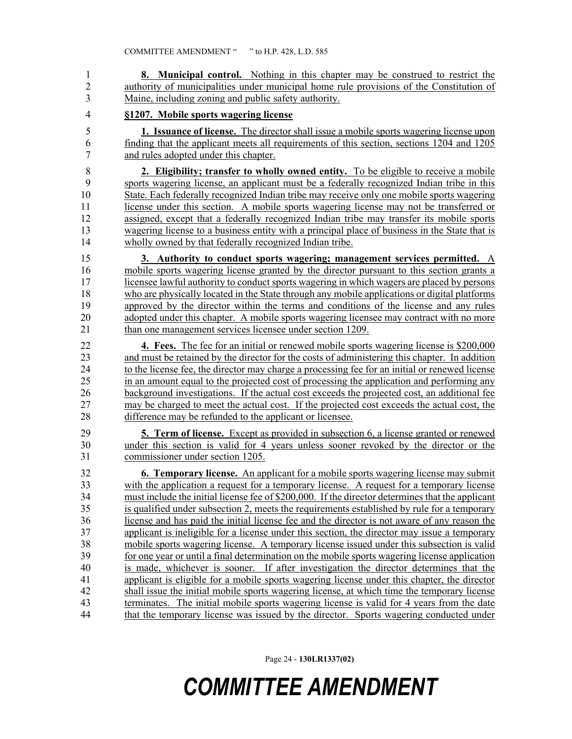**8. Municipal control.** Nothing in this chapter may be construed to restrict the authority of municipalities under municipal home rule provisions of the Constitution of Maine, including zoning and public safety authority.

**§1207. Mobile sports wagering license**

**1. Issuance of license.** The director shall issue a mobile sports wagering license upon finding that the applicant meets all requirements of this section, sections 1204 and 1205 and rules adopted under this chapter.

**2. Eligibility; transfer to wholly owned entity.** To be eligible to receive a mobile sports wagering license, an applicant must be a federally recognized Indian tribe in this State. Each federally recognized Indian tribe may receive only one mobile sports wagering license under this section. A mobile sports wagering license may not be transferred or assigned, except that a federally recognized Indian tribe may transfer its mobile sports wagering license to a business entity with a principal place of business in the State that is wholly owned by that federally recognized Indian tribe.

**3. Authority to conduct sports wagering; management services permitted.** A mobile sports wagering license granted by the director pursuant to this section grants a licensee lawful authority to conduct sports wagering in which wagers are placed by persons who are physically located in the State through any mobile applications or digital platforms approved by the director within the terms and conditions of the license and any rules adopted under this chapter. A mobile sports wagering licensee may contract with no more than one management services licensee under section 1209.

**4. Fees.** The fee for an initial or renewed mobile sports wagering license is $200,000 and must be retained by the director for the costs of administering this chapter. In addition to the license fee, the director may charge a processing fee for an initial or renewed license in an amount equal to the projected cost of processing the application and performing any background investigations. If the actual cost exceeds the projected cost, an additional fee may be charged to meet the actual cost. If the projected cost exceeds the actual cost, the difference may be refunded to the applicant or licensee.

**5. Term of license.** Except as provided in subsection 6, a license granted or renewed under this section is valid for 4 years unless sooner revoked by the director or the commissioner under section 1205.

**6. Temporary license.** An applicant for a mobile sports wagering license may submit with the application a request for a temporary license. A request for a temporary license must include the initial license fee of $200,000. If the director determines that the applicant is qualified under subsection 2, meets the requirements established by rule for a temporary license and has paid the initial license fee and the director is not aware of any reason the applicant is ineligible for a license under this section, the director may issue a temporary mobile sports wagering license. A temporary license issued under this subsection is valid for one year or until a final determination on the mobile sports wagering license application is made, whichever is sooner. If after investigation the director determines that the applicant is eligible for a mobile sports wagering license under this chapter, the director shall issue the initial mobile sports wagering license, at which time the temporary license terminates. The initial mobile sports wagering license is valid for 4 years from the date that the temporary license was issued by the director. Sports wagering conducted under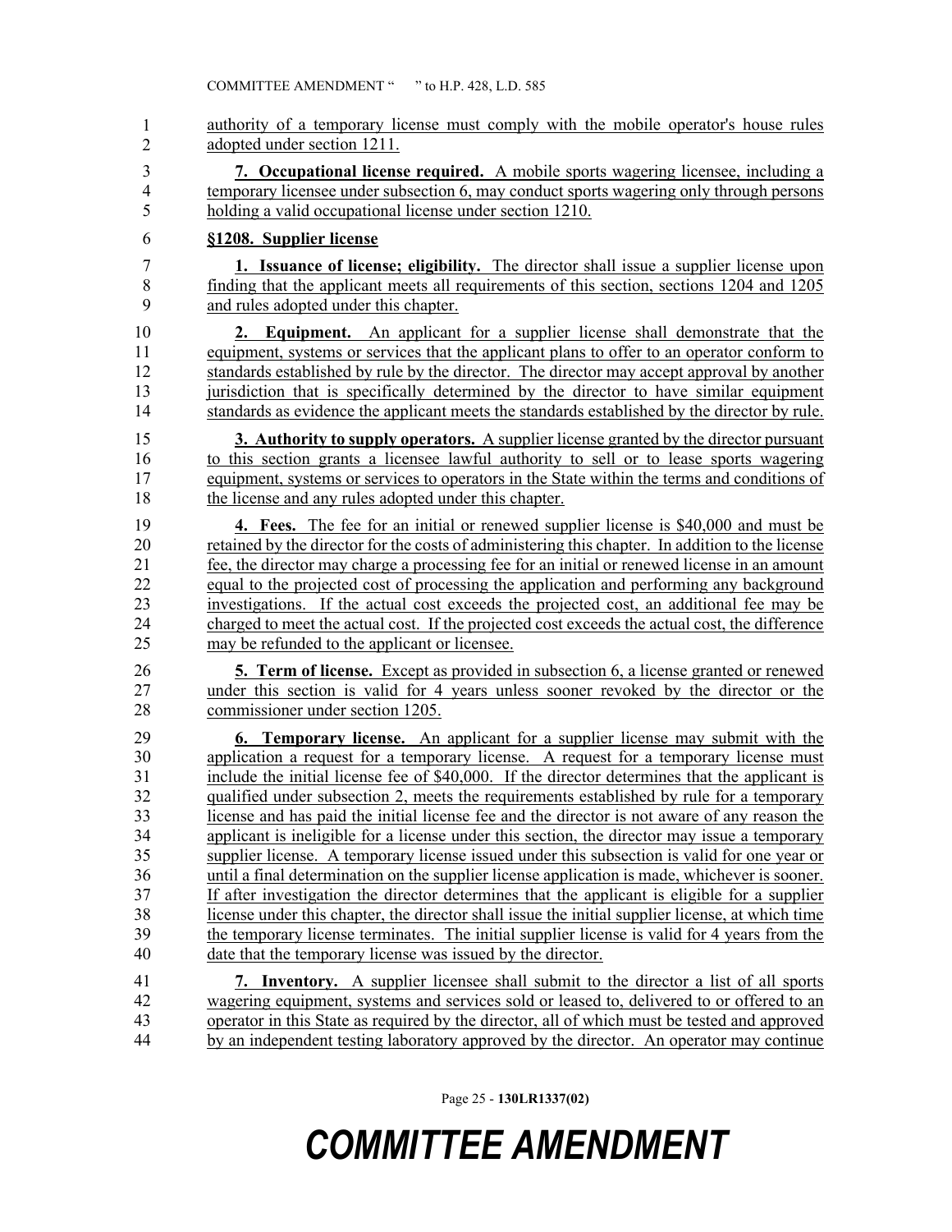authority of a temporary license must comply with the mobile operator's house rules adopted under section 1211.

**7. Occupational license required.** A mobile sports wagering licensee, including a temporary licensee under subsection 6, may conduct sports wagering only through persons holding a valid occupational license under section 1210.

**§1208. Supplier license**

**1. Issuance of license; eligibility.** The director shall issue a supplier license upon finding that the applicant meets all requirements of this section, sections 1204 and 1205 and rules adopted under this chapter.

**2. Equipment.** An applicant for a supplier license shall demonstrate that the equipment, systems or services that the applicant plans to offer to an operator conform to standards established by rule by the director. The director may accept approval by another jurisdiction that is specifically determined by the director to have similar equipment standards as evidence the applicant meets the standards established by the director by rule.

**3. Authority to supply operators.** A supplier license granted by the director pursuant to this section grants a licensee lawful authority to sell or to lease sports wagering equipment, systems or services to operators in the State within the terms and conditions of the license and any rules adopted under this chapter.

**4. Fees.** The fee for an initial or renewed supplier license is $40,000 and must be retained by the director for the costs of administering this chapter. In addition to the license fee, the director may charge a processing fee for an initial or renewed license in an amount equal to the projected cost of processing the application and performing any background investigations. If the actual cost exceeds the projected cost, an additional fee may be charged to meet the actual cost. If the projected cost exceeds the actual cost, the difference may be refunded to the applicant or licensee.

**5. Term of license.** Except as provided in subsection 6, a license granted or renewed under this section is valid for 4 years unless sooner revoked by the director or the commissioner under section 1205.

**6. Temporary license.** An applicant for a supplier license may submit with the application a request for a temporary license. A request for a temporary license must include the initial license fee of $40,000. If the director determines that the applicant is qualified under subsection 2, meets the requirements established by rule for a temporary license and has paid the initial license fee and the director is not aware of any reason the applicant is ineligible for a license under this section, the director may issue a temporary supplier license. A temporary license issued under this subsection is valid for one year or until a final determination on the supplier license application is made, whichever is sooner. If after investigation the director determines that the applicant is eligible for a supplier license under this chapter, the director shall issue the initial supplier license, at which time the temporary license terminates. The initial supplier license is valid for 4 years from the date that the temporary license was issued by the director.

**7. Inventory.** A supplier licensee shall submit to the director a list of all sports wagering equipment, systems and services sold or leased to, delivered to or offered to an operator in this State as required by the director, all of which must be tested and approved by an independent testing laboratory approved by the director. An operator may continue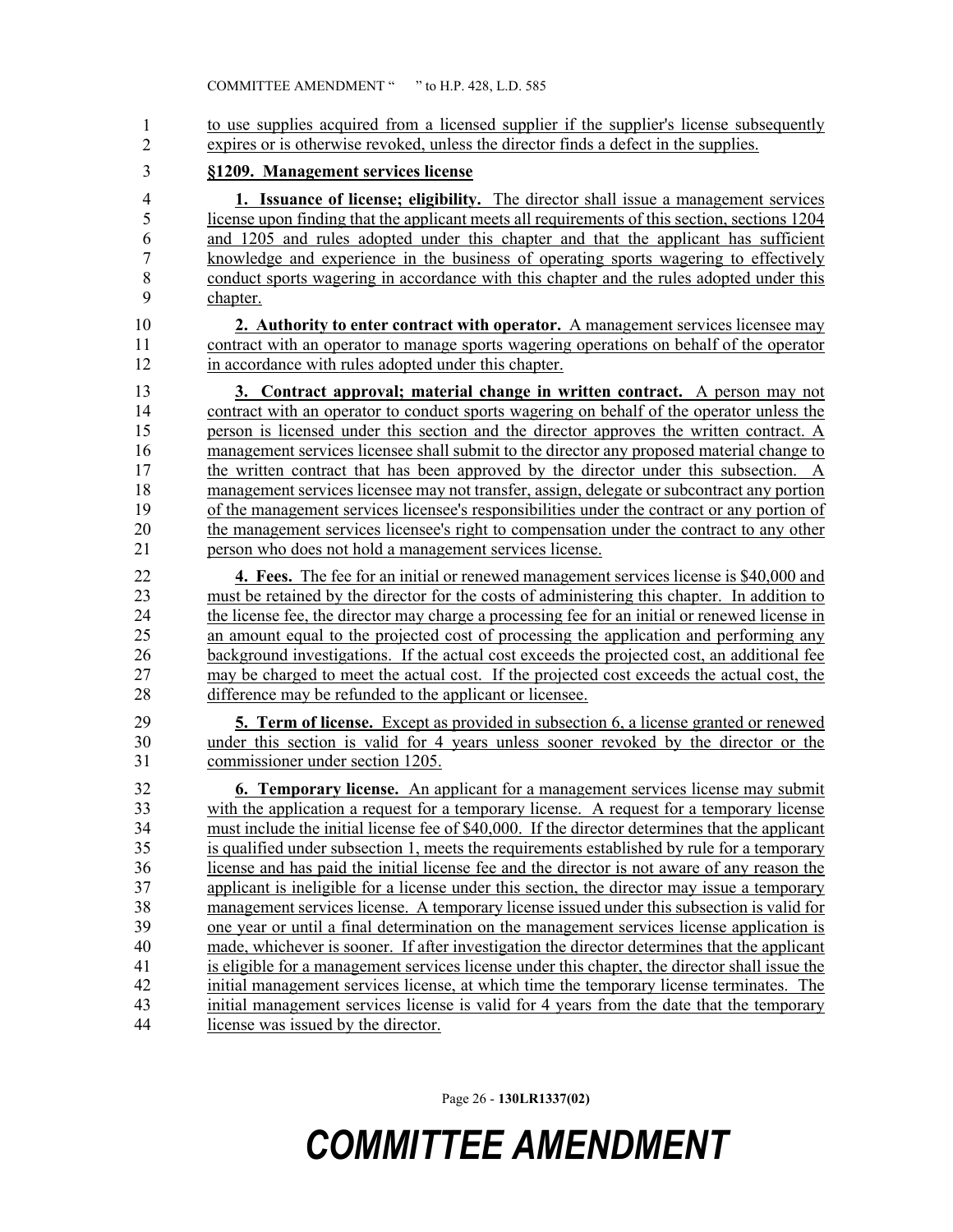to use supplies acquired from a licensed supplier if the supplier's license subsequently expires or is otherwise revoked, unless the director finds a defect in the supplies.

**§1209. Management services license**

**1. Issuance of license; eligibility.** The director shall issue a management services license upon finding that the applicant meets all requirements of this section, sections 1204 and 1205 and rules adopted under this chapter and that the applicant has sufficient knowledge and experience in the business of operating sports wagering to effectively conduct sports wagering in accordance with this chapter and the rules adopted under this chapter.

**2. Authority to enter contract with operator.** A management services licensee may contract with an operator to manage sports wagering operations on behalf of the operator in accordance with rules adopted under this chapter.

**3. Contract approval; material change in written contract.** A person may not contract with an operator to conduct sports wagering on behalf of the operator unless the person is licensed under this section and the director approves the written contract. A management services licensee shall submit to the director any proposed material change to the written contract that has been approved by the director under this subsection. A management services licensee may not transfer, assign, delegate or subcontract any portion of the management services licensee's responsibilities under the contract or any portion of the management services licensee's right to compensation under the contract to any other person who does not hold a management services license.

**4. Fees.** The fee for an initial or renewed management services license is $40,000 and must be retained by the director for the costs of administering this chapter. In addition to the license fee, the director may charge a processing fee for an initial or renewed license in an amount equal to the projected cost of processing the application and performing any background investigations. If the actual cost exceeds the projected cost, an additional fee may be charged to meet the actual cost. If the projected cost exceeds the actual cost, the difference may be refunded to the applicant or licensee.

**5. Term of license.** Except as provided in subsection 6, a license granted or renewed under this section is valid for 4 years unless sooner revoked by the director or the commissioner under section 1205.

**6. Temporary license.** An applicant for a management services license may submit with the application a request for a temporary license. A request for a temporary license must include the initial license fee of $40,000. If the director determines that the applicant is qualified under subsection 1, meets the requirements established by rule for a temporary license and has paid the initial license fee and the director is not aware of any reason the applicant is ineligible for a license under this section, the director may issue a temporary management services license. A temporary license issued under this subsection is valid for one year or until a final determination on the management services license application is made, whichever is sooner. If after investigation the director determines that the applicant is eligible for a management services license under this chapter, the director shall issue the initial management services license, at which time the temporary license terminates. The initial management services license is valid for 4 years from the date that the temporary license was issued by the director.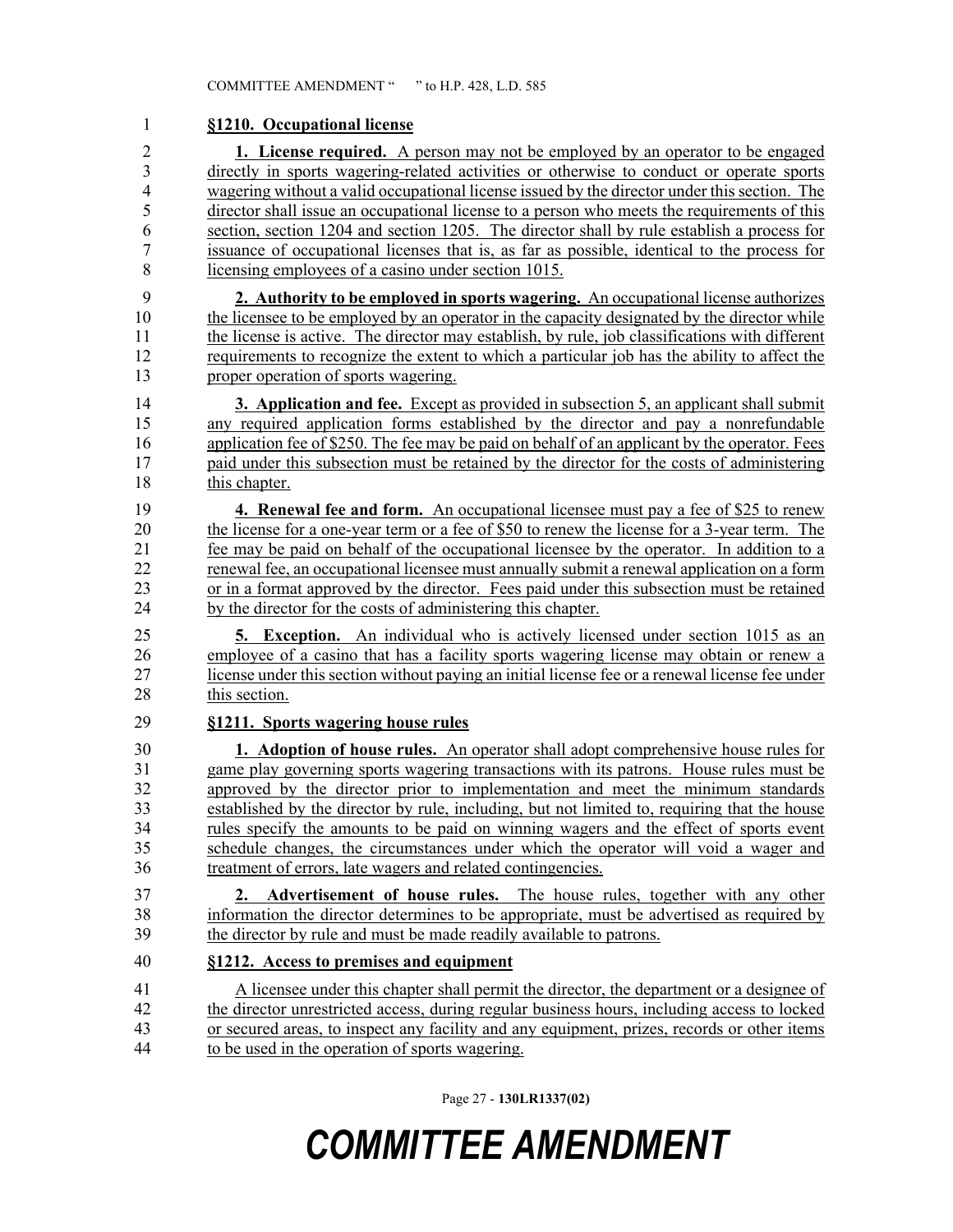**§1210. Occupational license**

**1. License required.** A person may not be employed by an operator to be engaged directly in sports wagering-related activities or otherwise to conduct or operate sports wagering without a valid occupational license issued by the director under this section. The director shall issue an occupational license to a person who meets the requirements of this section, section 1204 and section 1205. The director shall by rule establish a process for issuance of occupational licenses that is, as far as possible, identical to the process for licensing employees of a casino under section 1015.

**2. Authority to be employed in sports wagering.** An occupational license authorizes the licensee to be employed by an operator in the capacity designated by the director while the license is active. The director may establish, by rule, job classifications with different requirements to recognize the extent to which a particular job has the ability to affect the proper operation of sports wagering.

**3. Application and fee.** Except as provided in subsection 5, an applicant shall submit any required application forms established by the director and pay a nonrefundable application fee of $250. The fee may be paid on behalf of an applicant by the operator. Fees paid under this subsection must be retained by the director for the costs of administering this chapter.

**4. Renewal fee and form.** An occupational licensee must pay a fee of $25 to renew the license for a one-year term or a fee of $50 to renew the license for a 3-year term. The fee may be paid on behalf of the occupational licensee by the operator. In addition to a renewal fee, an occupational licensee must annually submit a renewal application on a form or in a format approved by the director. Fees paid under this subsection must be retained by the director for the costs of administering this chapter.

**5. Exception.** An individual who is actively licensed under section 1015 as an employee of a casino that has a facility sports wagering license may obtain or renew a license under this section without paying an initial license fee or a renewal license fee under this section.

**§1211. Sports wagering house rules**

**1. Adoption of house rules.** An operator shall adopt comprehensive house rules for game play governing sports wagering transactions with its patrons. House rules must be approved by the director prior to implementation and meet the minimum standards established by the director by rule, including, but not limited to, requiring that the house rules specify the amounts to be paid on winning wagers and the effect of sports event schedule changes, the circumstances under which the operator will void a wager and treatment of errors, late wagers and related contingencies.

**2. Advertisement of house rules.** The house rules, together with any other information the director determines to be appropriate, must be advertised as required by the director by rule and must be made readily available to patrons.

**§1212. Access to premises and equipment**

A licensee under this chapter shall permit the director, the department or a designee of the director unrestricted access, during regular business hours, including access to locked or secured areas, to inspect any facility and any equipment, prizes, records or other items to be used in the operation of sports wagering.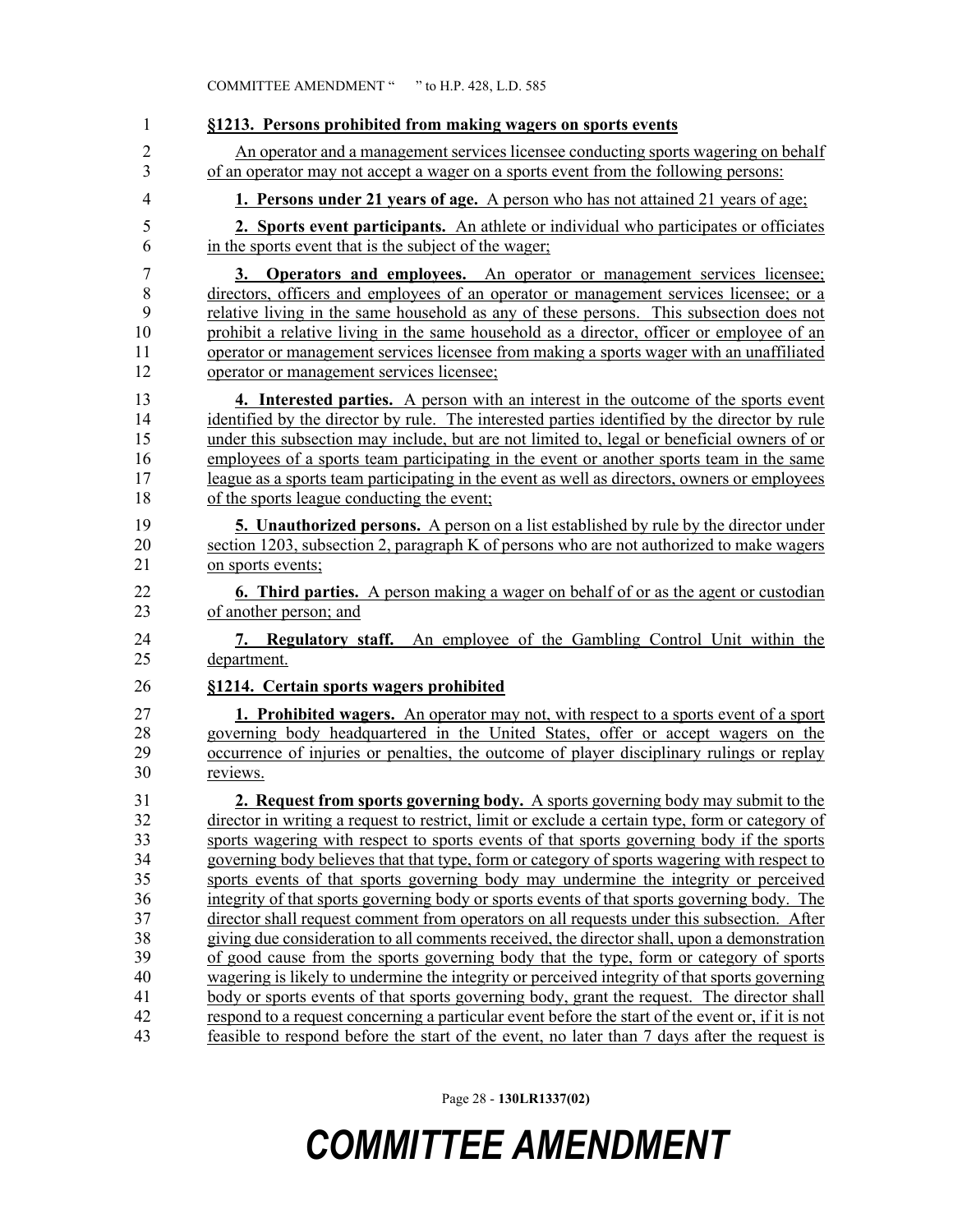**§1213. Persons prohibited from making wagers on sports events**

An operator and a management services licensee conducting sports wagering on behalf of an operator may not accept a wager on a sports event from the following persons:

**1. Persons under 21 years of age.** A person who has not attained 21 years of age;

**2. Sports event participants.** An athlete or individual who participates or officiates in the sports event that is the subject of the wager;

**3. Operators and employees.** An operator or management services licensee; directors, officers and employees of an operator or management services licensee; or a relative living in the same household as any of these persons. This subsection does not prohibit a relative living in the same household as a director, officer or employee of an operator or management services licensee from making a sports wager with an unaffiliated operator or management services licensee;

**4. Interested parties.** A person with an interest in the outcome of the sports event identified by the director by rule. The interested parties identified by the director by rule under this subsection may include, but are not limited to, legal or beneficial owners of or employees of a sports team participating in the event or another sports team in the same league as a sports team participating in the event as well as directors, owners or employees of the sports league conducting the event;

**5. Unauthorized persons.** A person on a list established by rule by the director under section 1203, subsection 2, paragraph K of persons who are not authorized to make wagers on sports events;

**6. Third parties.** A person making a wager on behalf of or as the agent or custodian of another person; and

**7. Regulatory staff.** An employee of the Gambling Control Unit within the department.

**§1214. Certain sports wagers prohibited**

**1. Prohibited wagers.** An operator may not, with respect to a sports event of a sport governing body headquartered in the United States, offer or accept wagers on the occurrence of injuries or penalties, the outcome of player disciplinary rulings or replay reviews.

**2. Request from sports governing body.** A sports governing body may submit to the director in writing a request to restrict, limit or exclude a certain type, form or category of sports wagering with respect to sports events of that sports governing body if the sports governing body believes that that type, form or category of sports wagering with respect to sports events of that sports governing body may undermine the integrity or perceived integrity of that sports governing body or sports events of that sports governing body. The director shall request comment from operators on all requests under this subsection. After giving due consideration to all comments received, the director shall, upon a demonstration of good cause from the sports governing body that the type, form or category of sports wagering is likely to undermine the integrity or perceived integrity of that sports governing body or sports events of that sports governing body, grant the request. The director shall respond to a request concerning a particular event before the start of the event or, if it is not feasible to respond before the start of the event, no later than 7 days after the request is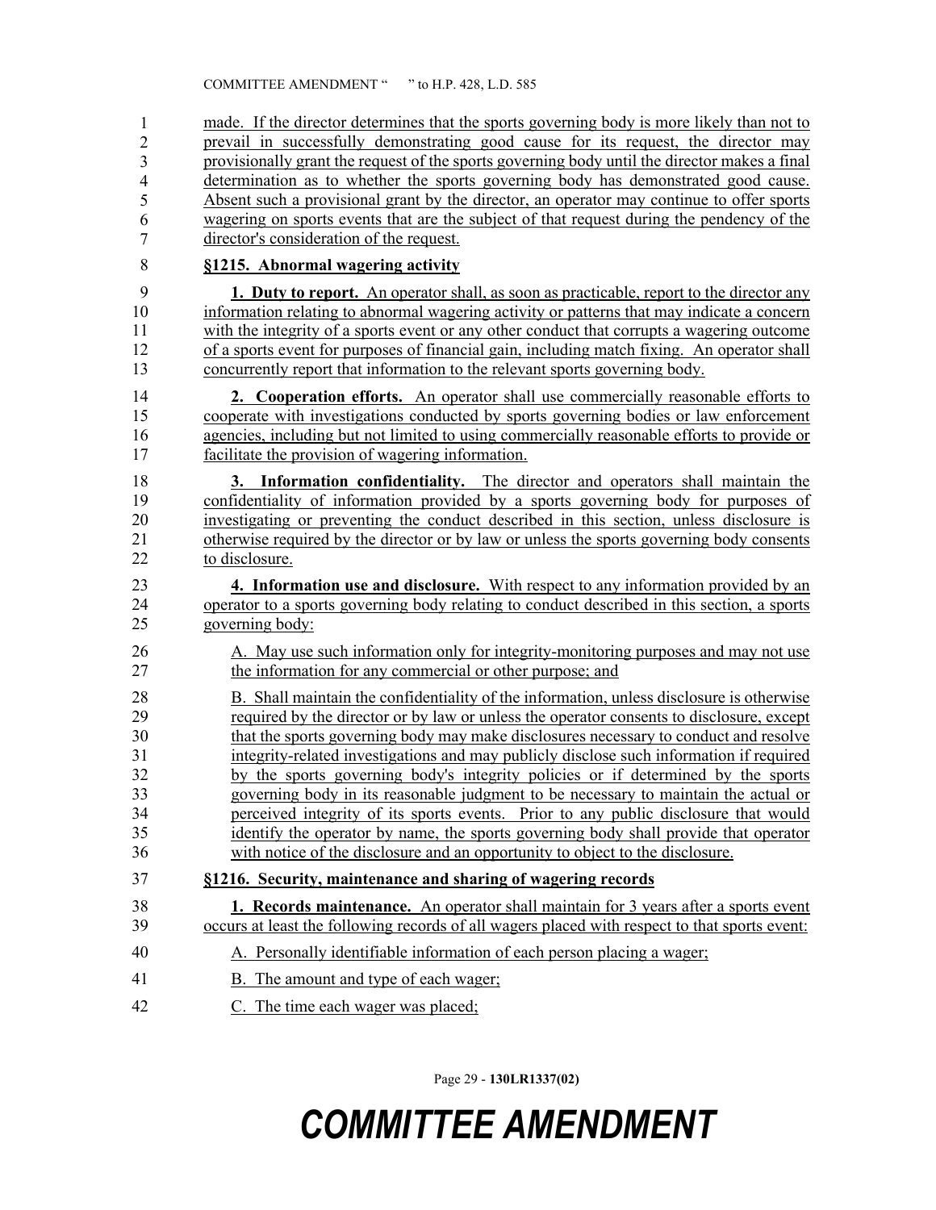made. If the director determines that the sports governing body is more likely than not to prevail in successfully demonstrating good cause for its request, the director may provisionally grant the request of the sports governing body until the director makes a final determination as to whether the sports governing body has demonstrated good cause. Absent such a provisional grant by the director, an operator may continue to offer sports wagering on sports events that are the subject of that request during the pendency of the director's consideration of the request.

**§1215. Abnormal wagering activity**

**1. Duty to report.** An operator shall, as soon as practicable, report to the director any information relating to abnormal wagering activity or patterns that may indicate a concern with the integrity of a sports event or any other conduct that corrupts a wagering outcome of a sports event for purposes of financial gain, including match fixing. An operator shall concurrently report that information to the relevant sports governing body.

**2. Cooperation efforts.** An operator shall use commercially reasonable efforts to cooperate with investigations conducted by sports governing bodies or law enforcement agencies, including but not limited to using commercially reasonable efforts to provide or facilitate the provision of wagering information.

**3. Information confidentiality.** The director and operators shall maintain the confidentiality of information provided by a sports governing body for purposes of investigating or preventing the conduct described in this section, unless disclosure is otherwise required by the director or by law or unless the sports governing body consents to disclosure.

**4. Information use and disclosure.** With respect to any information provided by an operator to a sports governing body relating to conduct described in this section, a sports governing body:

A. May use such information only for integrity-monitoring purposes and may not use the information for any commercial or other purpose; and

B. Shall maintain the confidentiality of the information, unless disclosure is otherwise required by the director or by law or unless the operator consents to disclosure, except that the sports governing body may make disclosures necessary to conduct and resolve integrity-related investigations and may publicly disclose such information if required by the sports governing body's integrity policies or if determined by the sports governing body in its reasonable judgment to be necessary to maintain the actual or perceived integrity of its sports events. Prior to any public disclosure that would identify the operator by name, the sports governing body shall provide that operator with notice of the disclosure and an opportunity to object to the disclosure.

**§1216. Security, maintenance and sharing of wagering records**

**1. Records maintenance.** An operator shall maintain for 3 years after a sports event occurs at least the following records of all wagers placed with respect to that sports event:

A. Personally identifiable information of each person placing a wager;

B. The amount and type of each wager;

C. The time each wager was placed;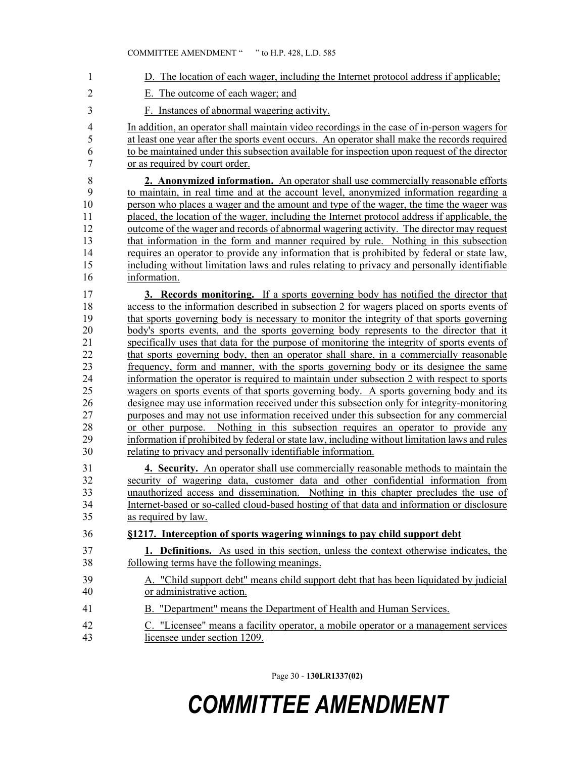D. The location of each wager, including the Internet protocol address if applicable;

E. The outcome of each wager; and

F. Instances of abnormal wagering activity.

In addition, an operator shall maintain video recordings in the case of in-person wagers for at least one year after the sports event occurs. An operator shall make the records required to be maintained under this subsection available for inspection upon request of the director or as required by court order.

**2. Anonymized information.** An operator shall use commercially reasonable efforts to maintain, in real time and at the account level, anonymized information regarding a person who places a wager and the amount and type of the wager, the time the wager was placed, the location of the wager, including the Internet protocol address if applicable, the outcome of the wager and records of abnormal wagering activity. The director may request that information in the form and manner required by rule. Nothing in this subsection requires an operator to provide any information that is prohibited by federal or state law, including without limitation laws and rules relating to privacy and personally identifiable information.

**3. Records monitoring.** If a sports governing body has notified the director that access to the information described in subsection 2 for wagers placed on sports events of that sports governing body is necessary to monitor the integrity of that sports governing body's sports events, and the sports governing body represents to the director that it specifically uses that data for the purpose of monitoring the integrity of sports events of that sports governing body, then an operator shall share, in a commercially reasonable frequency, form and manner, with the sports governing body or its designee the same information the operator is required to maintain under subsection 2 with respect to sports wagers on sports events of that sports governing body. A sports governing body and its designee may use information received under this subsection only for integrity-monitoring purposes and may not use information received under this subsection for any commercial or other purpose. Nothing in this subsection requires an operator to provide any information if prohibited by federal or state law, including without limitation laws and rules relating to privacy and personally identifiable information.

**4. Security.** An operator shall use commercially reasonable methods to maintain the security of wagering data, customer data and other confidential information from unauthorized access and dissemination. Nothing in this chapter precludes the use of Internet-based or so-called cloud-based hosting of that data and information or disclosure as required by law.

**§1217. Interception of sports wagering winnings to pay child support debt**

**1. Definitions.** As used in this section, unless the context otherwise indicates, the following terms have the following meanings.

A. "Child support debt" means child support debt that has been liquidated by judicial or administrative action.

B. "Department" means the Department of Health and Human Services.

C. "Licensee" means a facility operator, a mobile operator or a management services licensee under section 1209.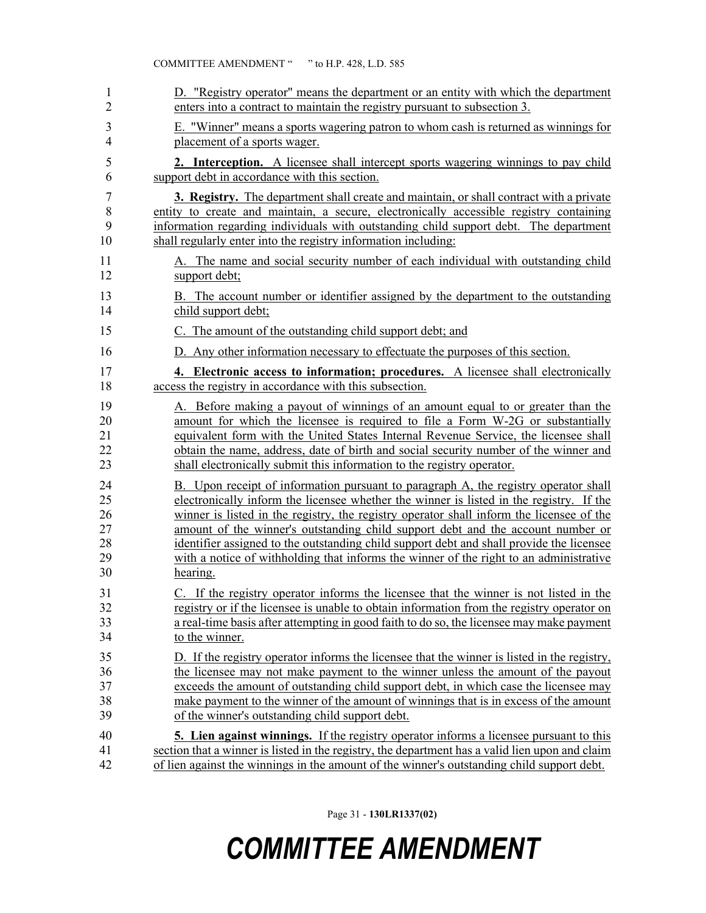D. "Registry operator" means the department or an entity with which the department enters into a contract to maintain the registry pursuant to subsection 3.

E. "Winner" means a sports wagering patron to whom cash is returned as winnings for placement of a sports wager.

**2. Interception.** A licensee shall intercept sports wagering winnings to pay child support debt in accordance with this section.

**3. Registry.** The department shall create and maintain, or shall contract with a private entity to create and maintain, a secure, electronically accessible registry containing information regarding individuals with outstanding child support debt. The department shall regularly enter into the registry information including:

A. The name and social security number of each individual with outstanding child support debt;

B. The account number or identifier assigned by the department to the outstanding child support debt;

C. The amount of the outstanding child support debt; and

D. Any other information necessary to effectuate the purposes of this section.

**4. Electronic access to information; procedures.** A licensee shall electronically access the registry in accordance with this subsection.

A. Before making a payout of winnings of an amount equal to or greater than the amount for which the licensee is required to file a Form W-2G or substantially equivalent form with the United States Internal Revenue Service, the licensee shall obtain the name, address, date of birth and social security number of the winner and shall electronically submit this information to the registry operator.

B. Upon receipt of information pursuant to paragraph A, the registry operator shall electronically inform the licensee whether the winner is listed in the registry. If the winner is listed in the registry, the registry operator shall inform the licensee of the amount of the winner's outstanding child support debt and the account number or identifier assigned to the outstanding child support debt and shall provide the licensee with a notice of withholding that informs the winner of the right to an administrative hearing.

C. If the registry operator informs the licensee that the winner is not listed in the registry or if the licensee is unable to obtain information from the registry operator on a real-time basis after attempting in good faith to do so, the licensee may make payment to the winner.

D. If the registry operator informs the licensee that the winner is listed in the registry, the licensee may not make payment to the winner unless the amount of the payout exceeds the amount of outstanding child support debt, in which case the licensee may make payment to the winner of the amount of winnings that is in excess of the amount of the winner's outstanding child support debt.

**5. Lien against winnings.** If the registry operator informs a licensee pursuant to this section that a winner is listed in the registry, the department has a valid lien upon and claim of lien against the winnings in the amount of the winner's outstanding child support debt.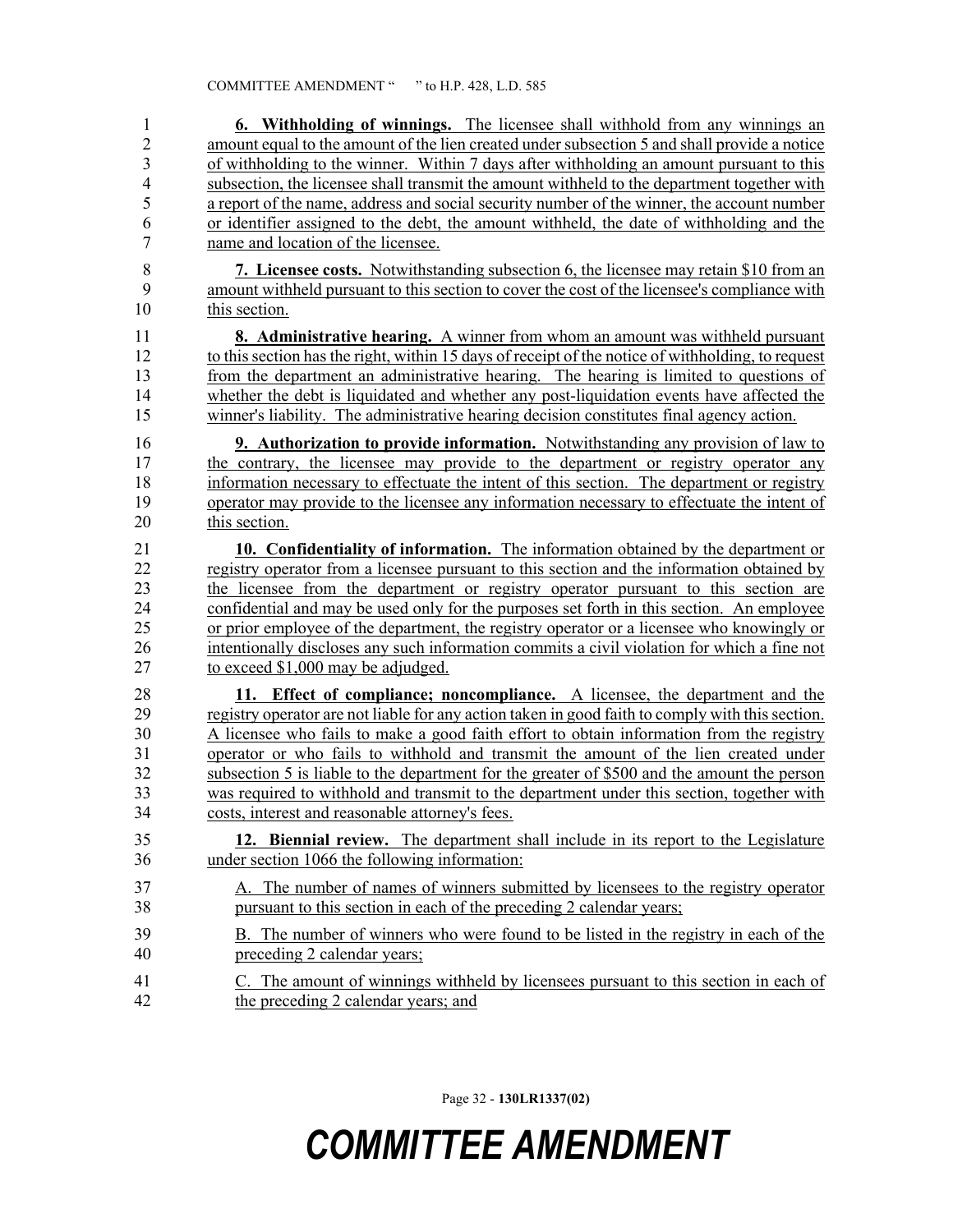**6. Withholding of winnings.** The licensee shall withhold from any winnings an amount equal to the amount of the lien created under subsection 5 and shall provide a notice of withholding to the winner. Within 7 days after withholding an amount pursuant to this subsection, the licensee shall transmit the amount withheld to the department together with a report of the name, address and social security number of the winner, the account number or identifier assigned to the debt, the amount withheld, the date of withholding and the name and location of the licensee.

**7. Licensee costs.** Notwithstanding subsection 6, the licensee may retain $10 from an amount withheld pursuant to this section to cover the cost of the licensee's compliance with this section.

**8. Administrative hearing.** A winner from whom an amount was withheld pursuant to this section has the right, within 15 days of receipt of the notice of withholding, to request from the department an administrative hearing. The hearing is limited to questions of whether the debt is liquidated and whether any post-liquidation events have affected the winner's liability. The administrative hearing decision constitutes final agency action.

**9. Authorization to provide information.** Notwithstanding any provision of law to the contrary, the licensee may provide to the department or registry operator any information necessary to effectuate the intent of this section. The department or registry operator may provide to the licensee any information necessary to effectuate the intent of this section.

**10. Confidentiality of information.** The information obtained by the department or registry operator from a licensee pursuant to this section and the information obtained by the licensee from the department or registry operator pursuant to this section are confidential and may be used only for the purposes set forth in this section. An employee or prior employee of the department, the registry operator or a licensee who knowingly or intentionally discloses any such information commits a civil violation for which a fine not to exceed $1,000 may be adjudged.

**11. Effect of compliance; noncompliance.** A licensee, the department and the registry operator are not liable for any action taken in good faith to comply with this section. A licensee who fails to make a good faith effort to obtain information from the registry operator or who fails to withhold and transmit the amount of the lien created under subsection 5 is liable to the department for the greater of $500 and the amount the person was required to withhold and transmit to the department under this section, together with costs, interest and reasonable attorney's fees.

**12. Biennial review.** The department shall include in its report to the Legislature under section 1066 the following information:

A. The number of names of winners submitted by licensees to the registry operator pursuant to this section in each of the preceding 2 calendar years;

B. The number of winners who were found to be listed in the registry in each of the preceding 2 calendar years;

C. The amount of winnings withheld by licensees pursuant to this section in each of the preceding 2 calendar years; and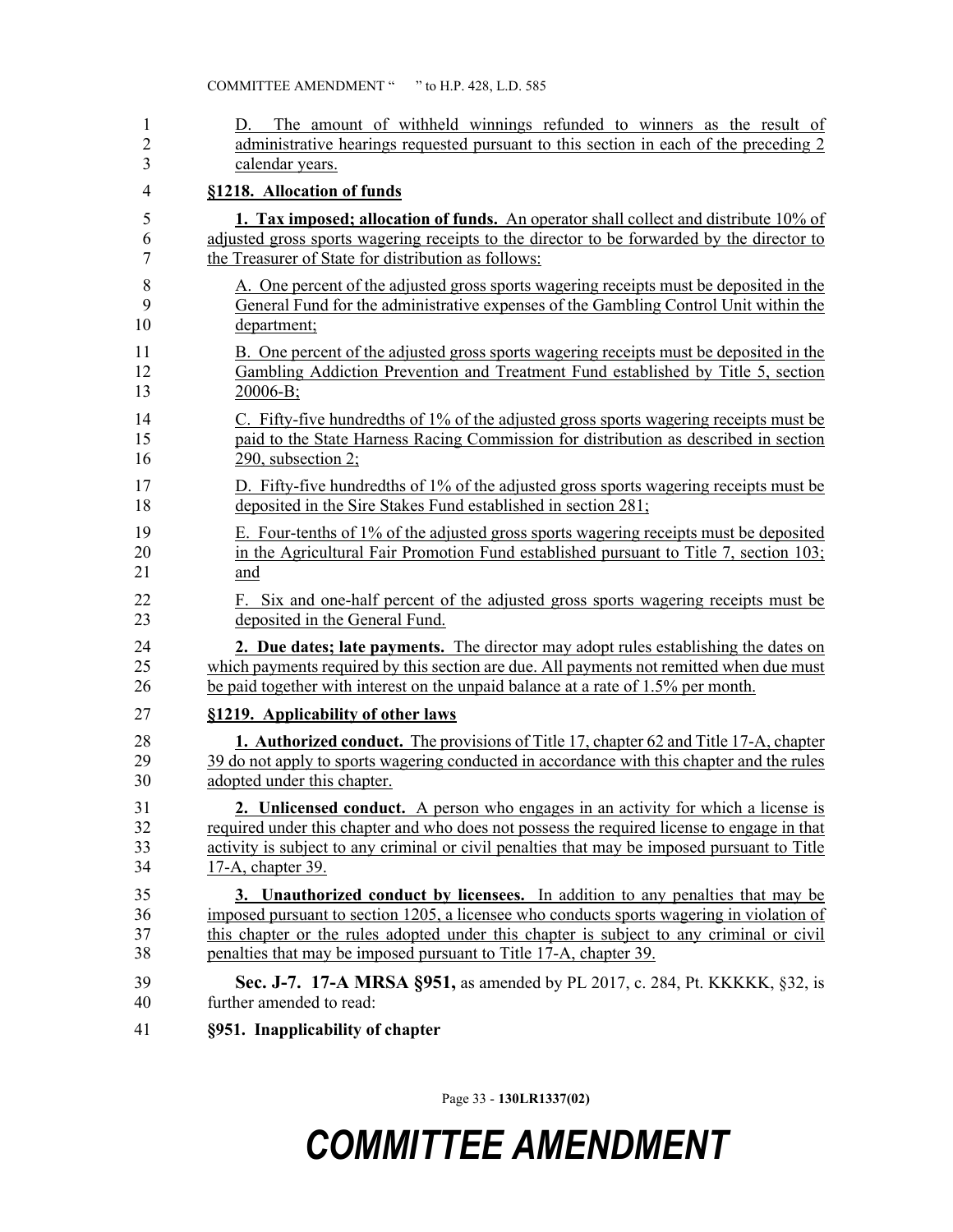D. The amount of withheld winnings refunded to winners as the result of administrative hearings requested pursuant to this section in each of the preceding 2 calendar years.

**§1218. Allocation of funds**

**1. Tax imposed; allocation of funds.** An operator shall collect and distribute 10% of adjusted gross sports wagering receipts to the director to be forwarded by the director to the Treasurer of State for distribution as follows:

A. One percent of the adjusted gross sports wagering receipts must be deposited in the General Fund for the administrative expenses of the Gambling Control Unit within the department;

B. One percent of the adjusted gross sports wagering receipts must be deposited in the Gambling Addiction Prevention and Treatment Fund established by Title 5, section 20006-B;

C. Fifty-five hundredths of 1% of the adjusted gross sports wagering receipts must be paid to the State Harness Racing Commission for distribution as described in section 290, subsection 2;

D. Fifty-five hundredths of 1% of the adjusted gross sports wagering receipts must be deposited in the Sire Stakes Fund established in section 281;

E. Four-tenths of 1% of the adjusted gross sports wagering receipts must be deposited in the Agricultural Fair Promotion Fund established pursuant to Title 7, section 103; and

F. Six and one-half percent of the adjusted gross sports wagering receipts must be deposited in the General Fund.

**2. Due dates; late payments.** The director may adopt rules establishing the dates on which payments required by this section are due. All payments not remitted when due must be paid together with interest on the unpaid balance at a rate of 1.5% per month.

**§1219. Applicability of other laws**

**1. Authorized conduct.** The provisions of Title 17, chapter 62 and Title 17-A, chapter 39 do not apply to sports wagering conducted in accordance with this chapter and the rules adopted under this chapter.

**2. Unlicensed conduct.** A person who engages in an activity for which a license is required under this chapter and who does not possess the required license to engage in that activity is subject to any criminal or civil penalties that may be imposed pursuant to Title 17-A, chapter 39.

**3. Unauthorized conduct by licensees.** In addition to any penalties that may be imposed pursuant to section 1205, a licensee who conducts sports wagering in violation of this chapter or the rules adopted under this chapter is subject to any criminal or civil penalties that may be imposed pursuant to Title 17-A, chapter 39.

**Sec. J-7. 17-A MRSA §951,** as amended by PL 2017, c. 284, Pt. KKKKK, §32, is further amended to read:

**§951. Inapplicability of chapter**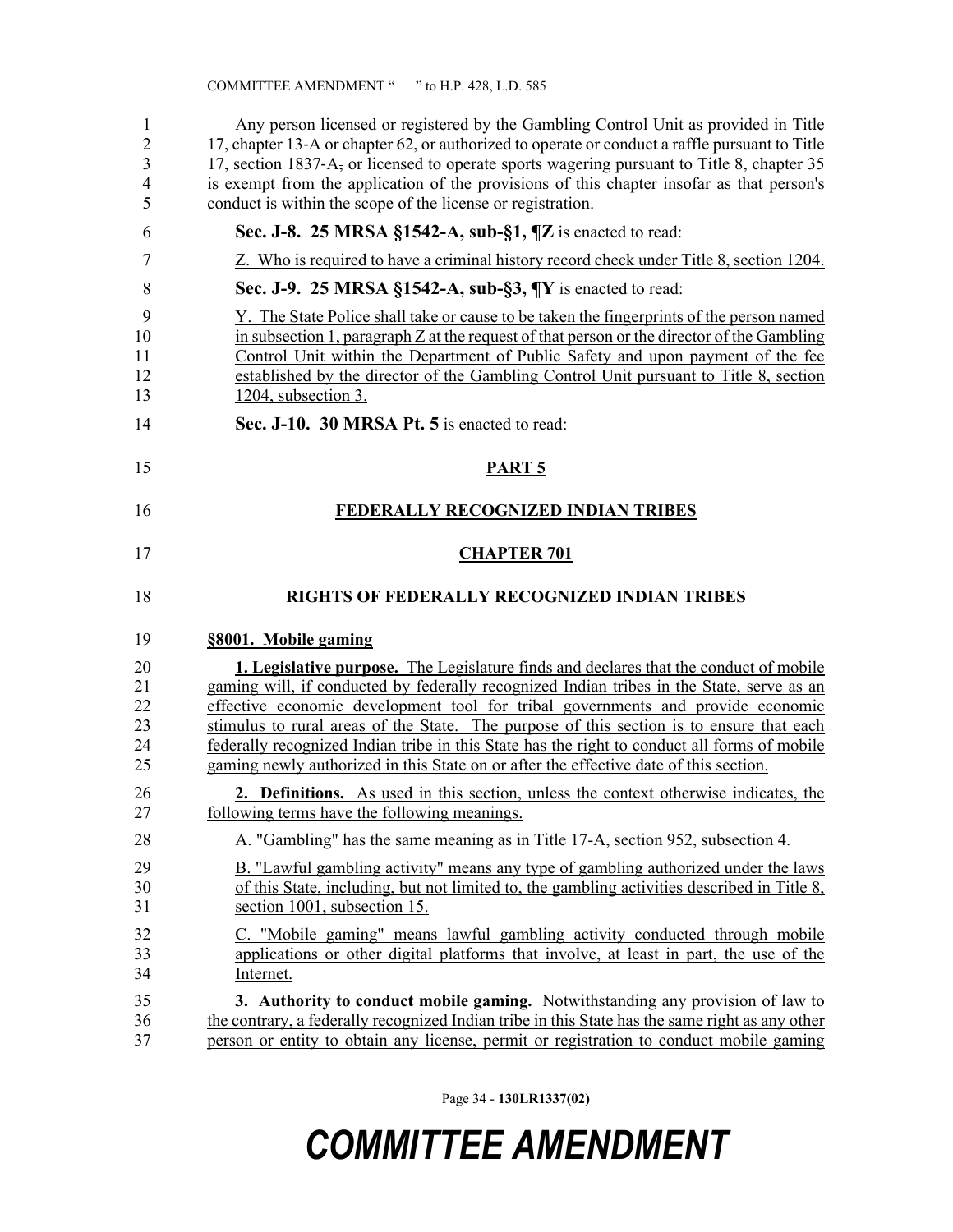Any person licensed or registered by the Gambling Control Unit as provided in Title 17, chapter 13-A or chapter 62, or authorized to operate or conduct a raffle pursuant to Title 17, section 1837-A, or licensed to operate sports wagering pursuant to Title 8, chapter 35 is exempt from the application of the provisions of this chapter insofar as that person's conduct is within the scope of the license or registration.

**Sec. J-8. 25 MRSA §1542-A, sub-§1, ¶Z** is enacted to read:

Z. Who is required to have a criminal history record check under Title 8, section 1204.

**Sec. J-9. 25 MRSA §1542-A, sub-§3, ¶Y** is enacted to read:

Y. The State Police shall take or cause to be taken the fingerprints of the person named in subsection 1, paragraph Z at the request of that person or the director of the Gambling Control Unit within the Department of Public Safety and upon payment of the fee established by the director of the Gambling Control Unit pursuant to Title 8, section 1204, subsection 3.

**Sec. J-10. 30 MRSA Pt. 5** is enacted to read:

**PART 5**

**FEDERALLY RECOGNIZED INDIAN TRIBES**

**CHAPTER 701**

**RIGHTS OF FEDERALLY RECOGNIZED INDIAN TRIBES**

**§8001. Mobile gaming**

**1. Legislative purpose.** The Legislature finds and declares that the conduct of mobile gaming will, if conducted by federally recognized Indian tribes in the State, serve as an effective economic development tool for tribal governments and provide economic stimulus to rural areas of the State. The purpose of this section is to ensure that each federally recognized Indian tribe in this State has the right to conduct all forms of mobile gaming newly authorized in this State on or after the effective date of this section.

**2. Definitions.** As used in this section, unless the context otherwise indicates, the following terms have the following meanings.

A. "Gambling" has the same meaning as in Title 17-A, section 952, subsection 4.

B. "Lawful gambling activity" means any type of gambling authorized under the laws of this State, including, but not limited to, the gambling activities described in Title 8, section 1001, subsection 15.

C. "Mobile gaming" means lawful gambling activity conducted through mobile applications or other digital platforms that involve, at least in part, the use of the Internet.

**3. Authority to conduct mobile gaming.** Notwithstanding any provision of law to the contrary, a federally recognized Indian tribe in this State has the same right as any other person or entity to obtain any license, permit or registration to conduct mobile gaming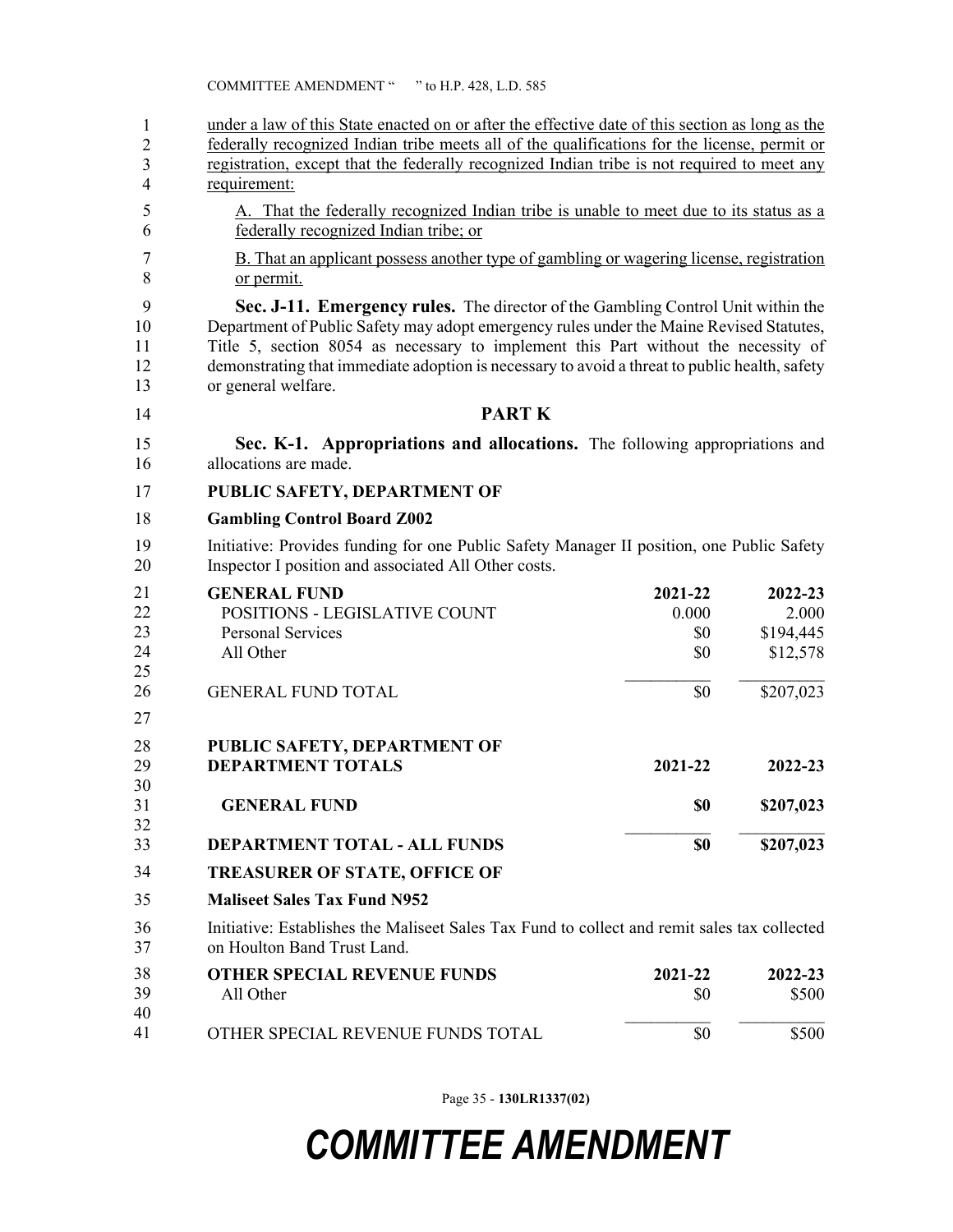under a law of this State enacted on or after the effective date of this section as long as the federally recognized Indian tribe meets all of the qualifications for the license, permit or registration, except that the federally recognized Indian tribe is not required to meet any requirement:

A. That the federally recognized Indian tribe is unable to meet due to its status as a federally recognized Indian tribe; or

B. That an applicant possess another type of gambling or wagering license, registration or permit.

**Sec. J-11. Emergency rules.** The director of the Gambling Control Unit within the Department of Public Safety may adopt emergency rules under the Maine Revised Statutes, Title 5, section 8054 as necessary to implement this Part without the necessity of demonstrating that immediate adoption is necessary to avoid a threat to public health, safety or general welfare.

## PART K

**Sec. K-1. Appropriations and allocations.** The following appropriations and allocations are made.

**PUBLIC SAFETY, DEPARTMENT OF**

**Gambling Control Board Z002**

Initiative: Provides funding for one Public Safety Manager II position, one Public Safety Inspector I position and associated All Other costs.

| **GENERAL FUND** | **2021-22** | **2022-23** |
|---|---|---|
| POSITIONS - LEGISLATIVE COUNT | 0.000 | 2.000 |
| Personal Services | $0 | $194,445 |
| All Other | $0 | $12,578 |
| GENERAL FUND TOTAL | $0 | $207,023 |

| **PUBLIC SAFETY, DEPARTMENT OF DEPARTMENT TOTALS** | **2021-22** | **2022-23** |
|---|---|---|
| **GENERAL FUND** | **$0** | **$207,023** |
| **DEPARTMENT TOTAL - ALL FUNDS** | **$0** | **$207,023** |

**TREASURER OF STATE, OFFICE OF**

**Maliseet Sales Tax Fund N952**

Initiative: Establishes the Maliseet Sales Tax Fund to collect and remit sales tax collected on Houlton Band Trust Land.

| **OTHER SPECIAL REVENUE FUNDS** | **2021-22** | **2022-23** |
|---|---|---|
| All Other | $0 | $500 |
| OTHER SPECIAL REVENUE FUNDS TOTAL | $0 | $500 |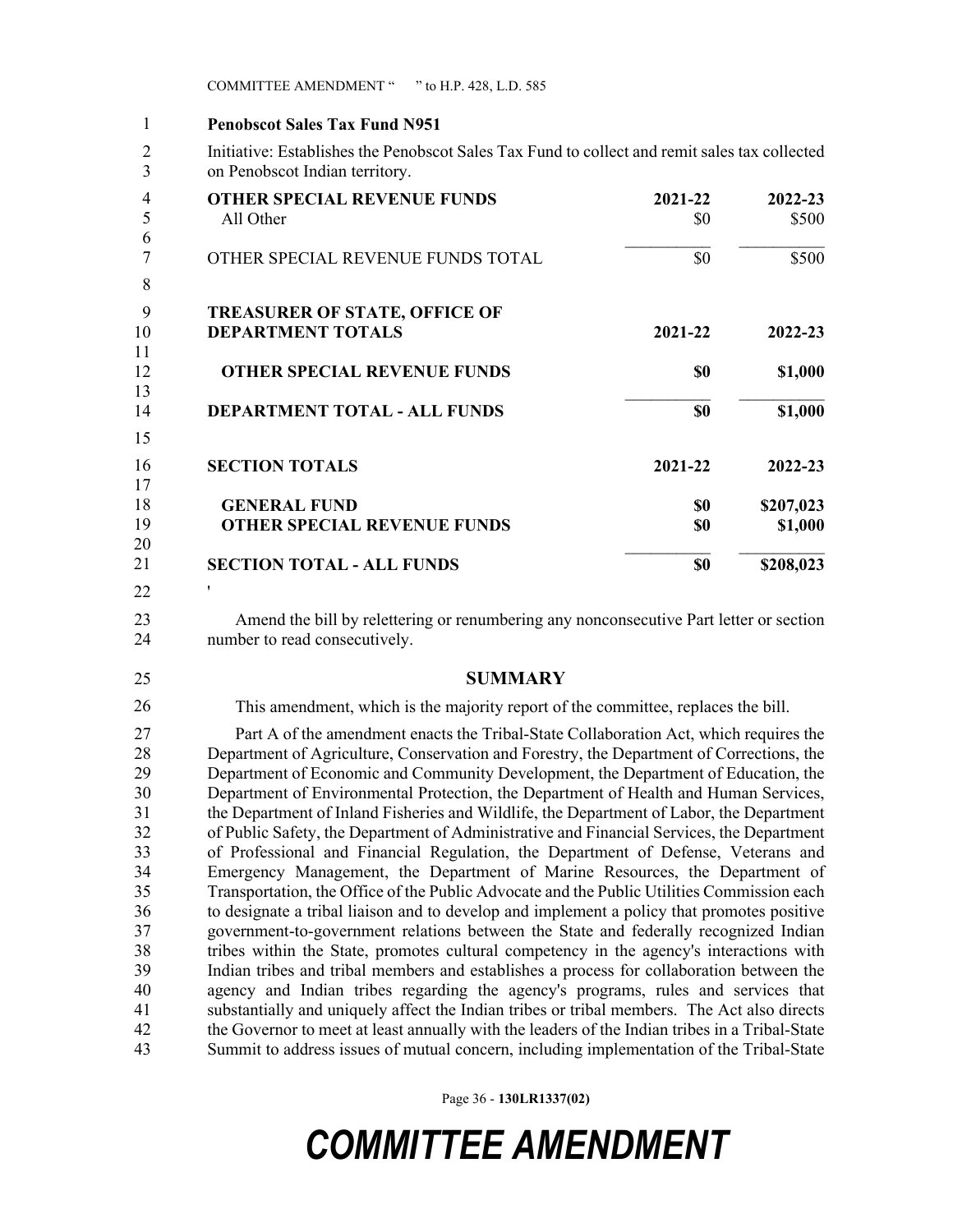**Penobscot Sales Tax Fund N951**

Initiative: Establishes the Penobscot Sales Tax Fund to collect and remit sales tax collected on Penobscot Indian territory.

| OTHER SPECIAL REVENUE FUNDS | 2021-22 | 2022-23 |
|---|---|---|
| All Other | $0 | $500 |
| OTHER SPECIAL REVENUE FUNDS TOTAL | $0 | $500 |

| TREASURER OF STATE, OFFICE OF DEPARTMENT TOTALS | 2021-22 | 2022-23 |
|---|---|---|
| **OTHER SPECIAL REVENUE FUNDS** | **$0** | **$1,000** |
| **DEPARTMENT TOTAL - ALL FUNDS** | **$0** | **$1,000** |

| SECTION TOTALS | 2021-22 | 2022-23 |
|---|---|---|
| **GENERAL FUND** | **$0** | **$207,023** |
| **OTHER SPECIAL REVENUE FUNDS** | **$0** | **$1,000** |
| **SECTION TOTAL - ALL FUNDS** | **$0** | **$208,023** |

'

Amend the bill by relettering or renumbering any nonconsecutive Part letter or section number to read consecutively.

## SUMMARY

This amendment, which is the majority report of the committee, replaces the bill.

Part A of the amendment enacts the Tribal-State Collaboration Act, which requires the Department of Agriculture, Conservation and Forestry, the Department of Corrections, the Department of Economic and Community Development, the Department of Education, the Department of Environmental Protection, the Department of Health and Human Services, the Department of Inland Fisheries and Wildlife, the Department of Labor, the Department of Public Safety, the Department of Administrative and Financial Services, the Department of Professional and Financial Regulation, the Department of Defense, Veterans and Emergency Management, the Department of Marine Resources, the Department of Transportation, the Office of the Public Advocate and the Public Utilities Commission each to designate a tribal liaison and to develop and implement a policy that promotes positive government-to-government relations between the State and federally recognized Indian tribes within the State, promotes cultural competency in the agency's interactions with Indian tribes and tribal members and establishes a process for collaboration between the agency and Indian tribes regarding the agency's programs, rules and services that substantially and uniquely affect the Indian tribes or tribal members. The Act also directs the Governor to meet at least annually with the leaders of the Indian tribes in a Tribal-State Summit to address issues of mutual concern, including implementation of the Tribal-State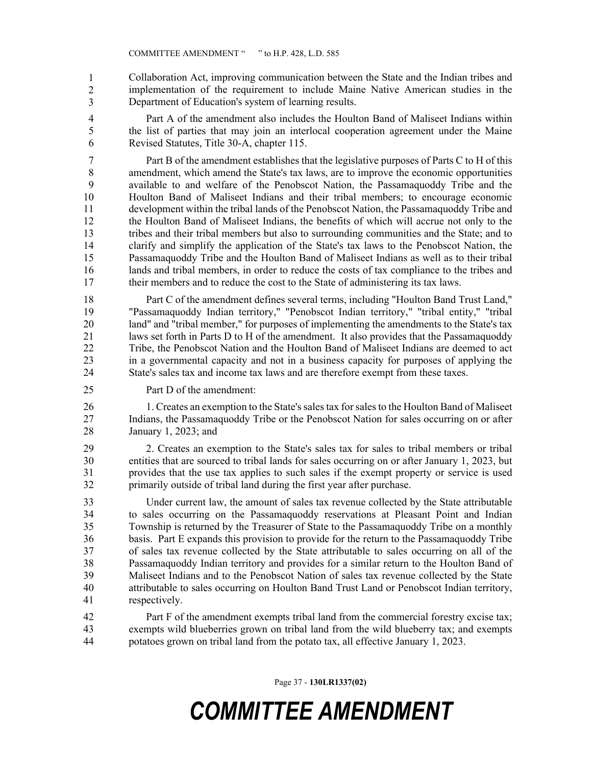Collaboration Act, improving communication between the State and the Indian tribes and implementation of the requirement to include Maine Native American studies in the Department of Education's system of learning results.

Part A of the amendment also includes the Houlton Band of Maliseet Indians within the list of parties that may join an interlocal cooperation agreement under the Maine Revised Statutes, Title 30-A, chapter 115.

Part B of the amendment establishes that the legislative purposes of Parts C to H of this amendment, which amend the State's tax laws, are to improve the economic opportunities available to and welfare of the Penobscot Nation, the Passamaquoddy Tribe and the Houlton Band of Maliseet Indians and their tribal members; to encourage economic development within the tribal lands of the Penobscot Nation, the Passamaquoddy Tribe and the Houlton Band of Maliseet Indians, the benefits of which will accrue not only to the tribes and their tribal members but also to surrounding communities and the State; and to clarify and simplify the application of the State's tax laws to the Penobscot Nation, the Passamaquoddy Tribe and the Houlton Band of Maliseet Indians as well as to their tribal lands and tribal members, in order to reduce the costs of tax compliance to the tribes and their members and to reduce the cost to the State of administering its tax laws.

Part C of the amendment defines several terms, including "Houlton Band Trust Land," "Passamaquoddy Indian territory," "Penobscot Indian territory," "tribal entity," "tribal land" and "tribal member," for purposes of implementing the amendments to the State's tax laws set forth in Parts D to H of the amendment. It also provides that the Passamaquoddy Tribe, the Penobscot Nation and the Houlton Band of Maliseet Indians are deemed to act in a governmental capacity and not in a business capacity for purposes of applying the State's sales tax and income tax laws and are therefore exempt from these taxes.

Part D of the amendment:

1. Creates an exemption to the State's sales tax for sales to the Houlton Band of Maliseet Indians, the Passamaquoddy Tribe or the Penobscot Nation for sales occurring on or after January 1, 2023; and

2. Creates an exemption to the State's sales tax for sales to tribal members or tribal entities that are sourced to tribal lands for sales occurring on or after January 1, 2023, but provides that the use tax applies to such sales if the exempt property or service is used primarily outside of tribal land during the first year after purchase.

Under current law, the amount of sales tax revenue collected by the State attributable to sales occurring on the Passamaquoddy reservations at Pleasant Point and Indian Township is returned by the Treasurer of State to the Passamaquoddy Tribe on a monthly basis. Part E expands this provision to provide for the return to the Passamaquoddy Tribe of sales tax revenue collected by the State attributable to sales occurring on all of the Passamaquoddy Indian territory and provides for a similar return to the Houlton Band of Maliseet Indians and to the Penobscot Nation of sales tax revenue collected by the State attributable to sales occurring on Houlton Band Trust Land or Penobscot Indian territory, respectively.

Part F of the amendment exempts tribal land from the commercial forestry excise tax; exempts wild blueberries grown on tribal land from the wild blueberry tax; and exempts potatoes grown on tribal land from the potato tax, all effective January 1, 2023.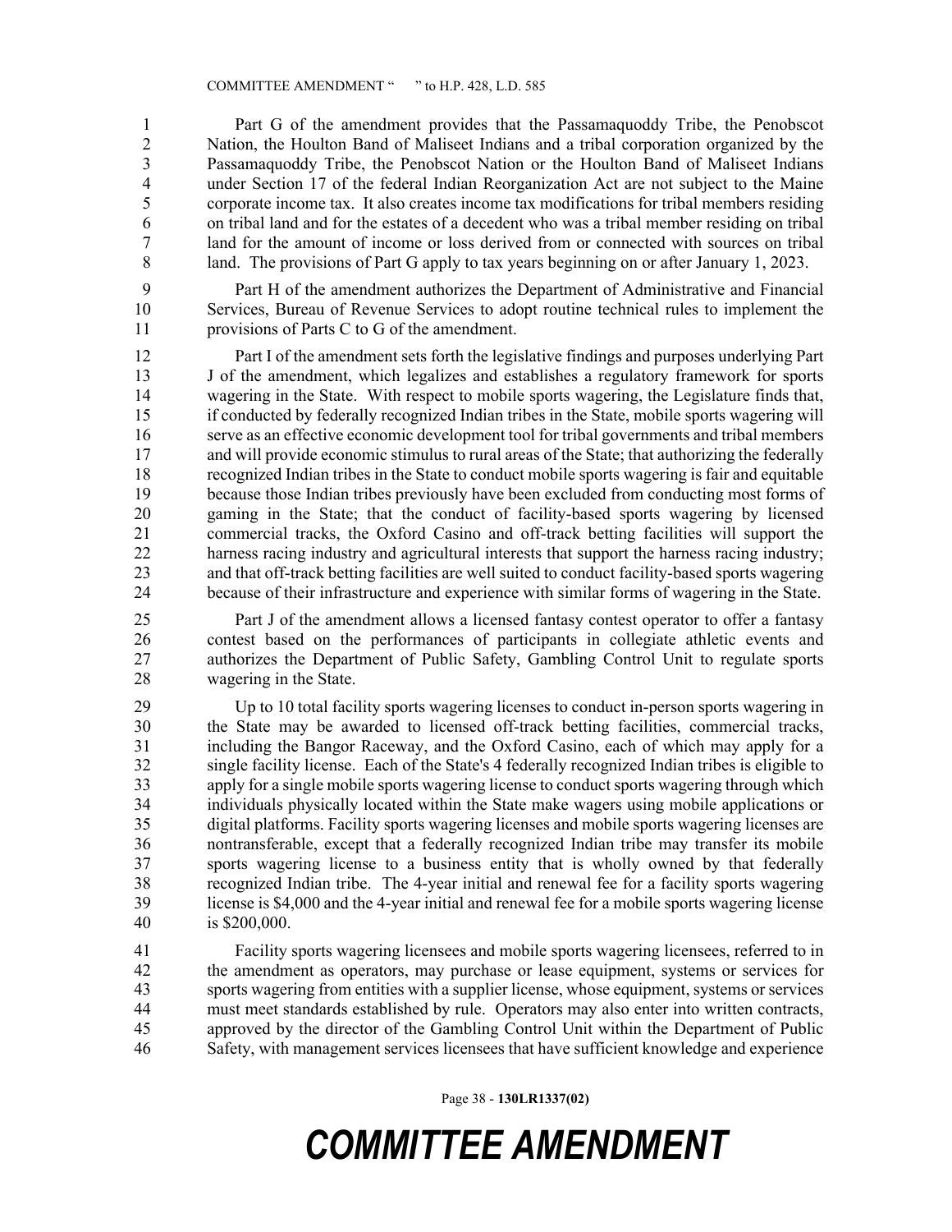Part G of the amendment provides that the Passamaquoddy Tribe, the Penobscot Nation, the Houlton Band of Maliseet Indians and a tribal corporation organized by the Passamaquoddy Tribe, the Penobscot Nation or the Houlton Band of Maliseet Indians under Section 17 of the federal Indian Reorganization Act are not subject to the Maine corporate income tax. It also creates income tax modifications for tribal members residing on tribal land and for the estates of a decedent who was a tribal member residing on tribal land for the amount of income or loss derived from or connected with sources on tribal land. The provisions of Part G apply to tax years beginning on or after January 1, 2023.

Part H of the amendment authorizes the Department of Administrative and Financial Services, Bureau of Revenue Services to adopt routine technical rules to implement the provisions of Parts C to G of the amendment.

Part I of the amendment sets forth the legislative findings and purposes underlying Part J of the amendment, which legalizes and establishes a regulatory framework for sports wagering in the State. With respect to mobile sports wagering, the Legislature finds that, if conducted by federally recognized Indian tribes in the State, mobile sports wagering will serve as an effective economic development tool for tribal governments and tribal members and will provide economic stimulus to rural areas of the State; that authorizing the federally recognized Indian tribes in the State to conduct mobile sports wagering is fair and equitable because those Indian tribes previously have been excluded from conducting most forms of gaming in the State; that the conduct of facility-based sports wagering by licensed commercial tracks, the Oxford Casino and off-track betting facilities will support the harness racing industry and agricultural interests that support the harness racing industry; and that off-track betting facilities are well suited to conduct facility-based sports wagering because of their infrastructure and experience with similar forms of wagering in the State.

Part J of the amendment allows a licensed fantasy contest operator to offer a fantasy contest based on the performances of participants in collegiate athletic events and authorizes the Department of Public Safety, Gambling Control Unit to regulate sports wagering in the State.

Up to 10 total facility sports wagering licenses to conduct in-person sports wagering in the State may be awarded to licensed off-track betting facilities, commercial tracks, including the Bangor Raceway, and the Oxford Casino, each of which may apply for a single facility license. Each of the State's 4 federally recognized Indian tribes is eligible to apply for a single mobile sports wagering license to conduct sports wagering through which individuals physically located within the State make wagers using mobile applications or digital platforms. Facility sports wagering licenses and mobile sports wagering licenses are nontransferable, except that a federally recognized Indian tribe may transfer its mobile sports wagering license to a business entity that is wholly owned by that federally recognized Indian tribe. The 4-year initial and renewal fee for a facility sports wagering license is $4,000 and the 4-year initial and renewal fee for a mobile sports wagering license is $200,000.

Facility sports wagering licensees and mobile sports wagering licensees, referred to in the amendment as operators, may purchase or lease equipment, systems or services for sports wagering from entities with a supplier license, whose equipment, systems or services must meet standards established by rule. Operators may also enter into written contracts, approved by the director of the Gambling Control Unit within the Department of Public Safety, with management services licensees that have sufficient knowledge and experience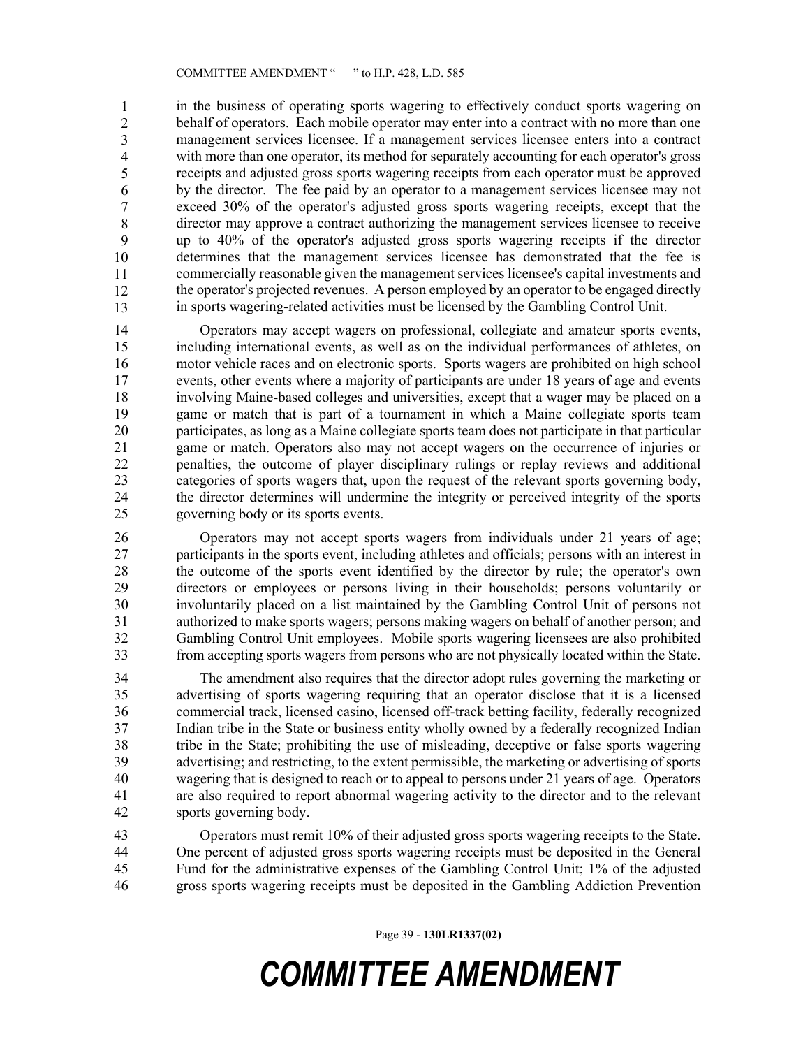in the business of operating sports wagering to effectively conduct sports wagering on behalf of operators. Each mobile operator may enter into a contract with no more than one management services licensee. If a management services licensee enters into a contract with more than one operator, its method for separately accounting for each operator's gross receipts and adjusted gross sports wagering receipts from each operator must be approved by the director. The fee paid by an operator to a management services licensee may not exceed 30% of the operator's adjusted gross sports wagering receipts, except that the director may approve a contract authorizing the management services licensee to receive up to 40% of the operator's adjusted gross sports wagering receipts if the director determines that the management services licensee has demonstrated that the fee is commercially reasonable given the management services licensee's capital investments and the operator's projected revenues. A person employed by an operator to be engaged directly in sports wagering-related activities must be licensed by the Gambling Control Unit.

Operators may accept wagers on professional, collegiate and amateur sports events, including international events, as well as on the individual performances of athletes, on motor vehicle races and on electronic sports. Sports wagers are prohibited on high school events, other events where a majority of participants are under 18 years of age and events involving Maine-based colleges and universities, except that a wager may be placed on a game or match that is part of a tournament in which a Maine collegiate sports team participates, as long as a Maine collegiate sports team does not participate in that particular game or match. Operators also may not accept wagers on the occurrence of injuries or penalties, the outcome of player disciplinary rulings or replay reviews and additional categories of sports wagers that, upon the request of the relevant sports governing body, the director determines will undermine the integrity or perceived integrity of the sports governing body or its sports events.

Operators may not accept sports wagers from individuals under 21 years of age; participants in the sports event, including athletes and officials; persons with an interest in the outcome of the sports event identified by the director by rule; the operator's own directors or employees or persons living in their households; persons voluntarily or involuntarily placed on a list maintained by the Gambling Control Unit of persons not authorized to make sports wagers; persons making wagers on behalf of another person; and Gambling Control Unit employees. Mobile sports wagering licensees are also prohibited from accepting sports wagers from persons who are not physically located within the State.

The amendment also requires that the director adopt rules governing the marketing or advertising of sports wagering requiring that an operator disclose that it is a licensed commercial track, licensed casino, licensed off-track betting facility, federally recognized Indian tribe in the State or business entity wholly owned by a federally recognized Indian tribe in the State; prohibiting the use of misleading, deceptive or false sports wagering advertising; and restricting, to the extent permissible, the marketing or advertising of sports wagering that is designed to reach or to appeal to persons under 21 years of age. Operators are also required to report abnormal wagering activity to the director and to the relevant sports governing body.

Operators must remit 10% of their adjusted gross sports wagering receipts to the State. One percent of adjusted gross sports wagering receipts must be deposited in the General Fund for the administrative expenses of the Gambling Control Unit; 1% of the adjusted gross sports wagering receipts must be deposited in the Gambling Addiction Prevention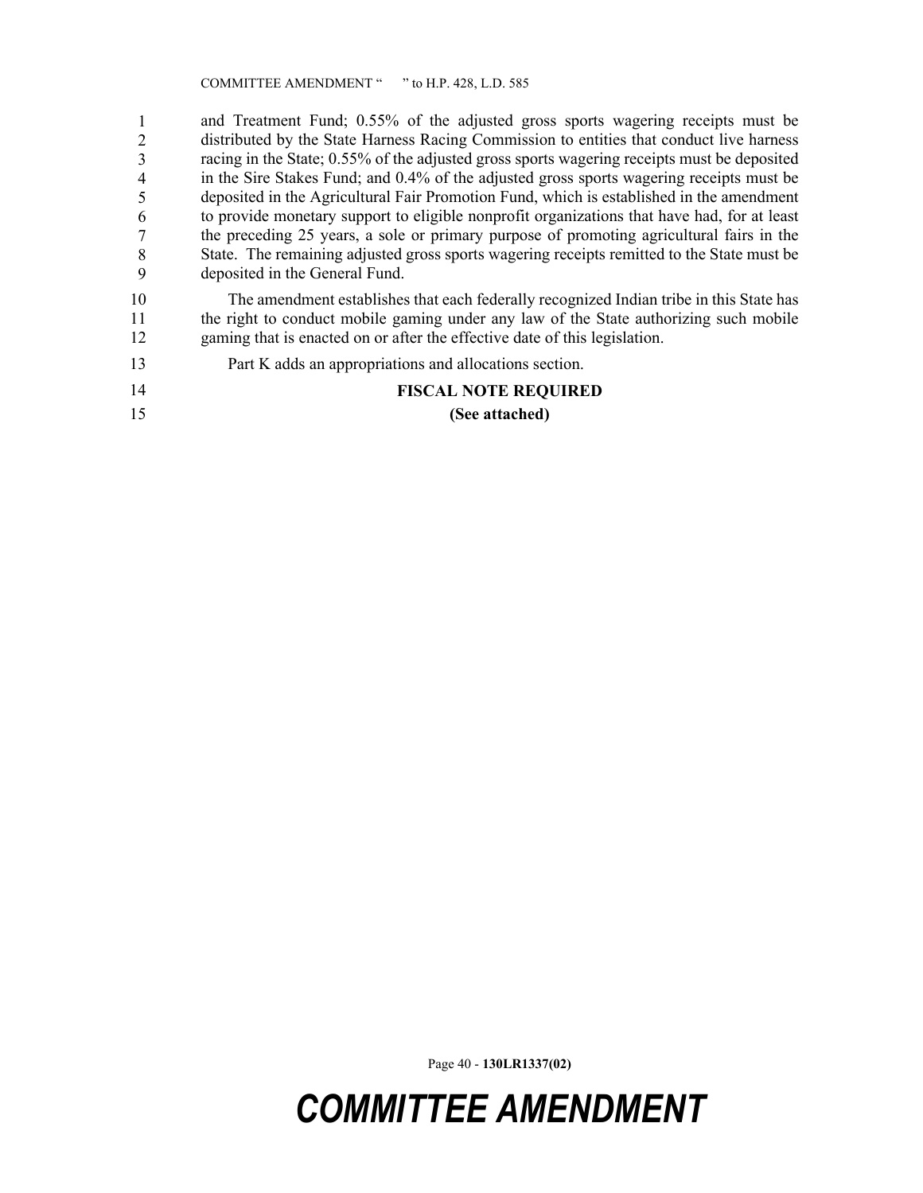and Treatment Fund; 0.55% of the adjusted gross sports wagering receipts must be distributed by the State Harness Racing Commission to entities that conduct live harness racing in the State; 0.55% of the adjusted gross sports wagering receipts must be deposited in the Sire Stakes Fund; and 0.4% of the adjusted gross sports wagering receipts must be deposited in the Agricultural Fair Promotion Fund, which is established in the amendment to provide monetary support to eligible nonprofit organizations that have had, for at least the preceding 25 years, a sole or primary purpose of promoting agricultural fairs in the State. The remaining adjusted gross sports wagering receipts remitted to the State must be deposited in the General Fund.

The amendment establishes that each federally recognized Indian tribe in this State has the right to conduct mobile gaming under any law of the State authorizing such mobile gaming that is enacted on or after the effective date of this legislation.

Part K adds an appropriations and allocations section.

**FISCAL NOTE REQUIRED**

**(See attached)**